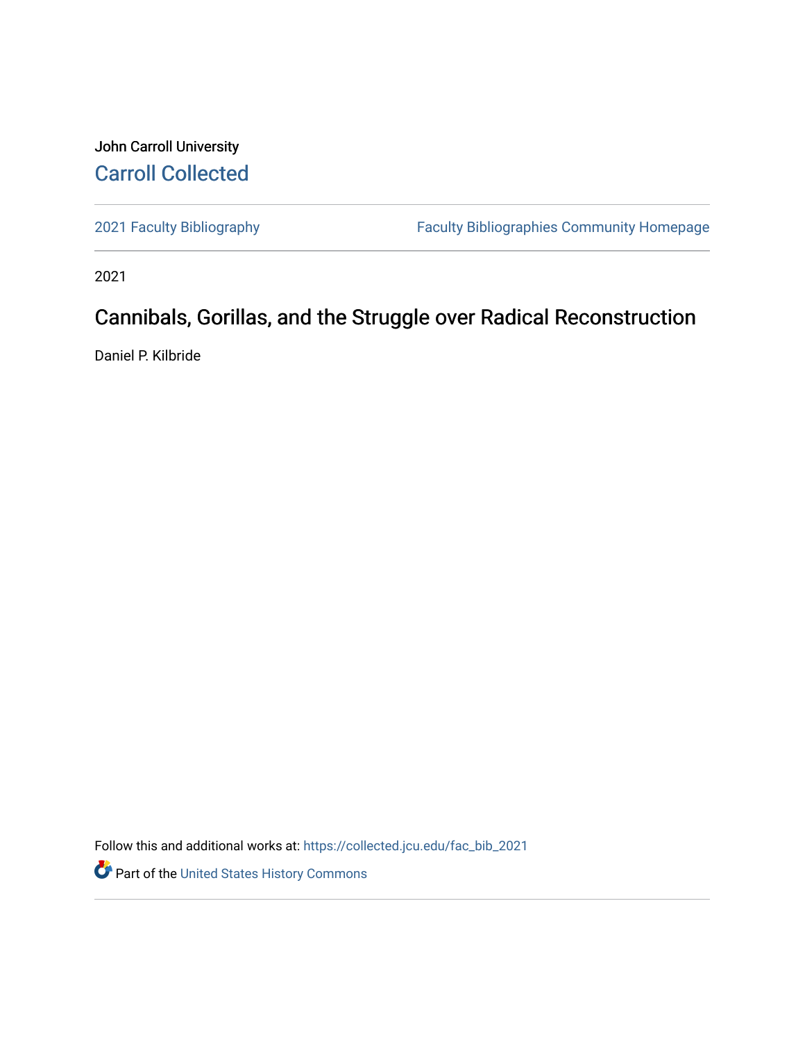John Carroll University

Carroll Collected

2021 Faculty Bibliography | Faculty Bibliographies Community Homepage

2021

# Cannibals, Gorillas, and the Struggle over Radical Reconstruction

Daniel P. Kilbride

Follow this and additional works at: https://collected.jcu.edu/fac_bib_2021

Part of the United States History Commons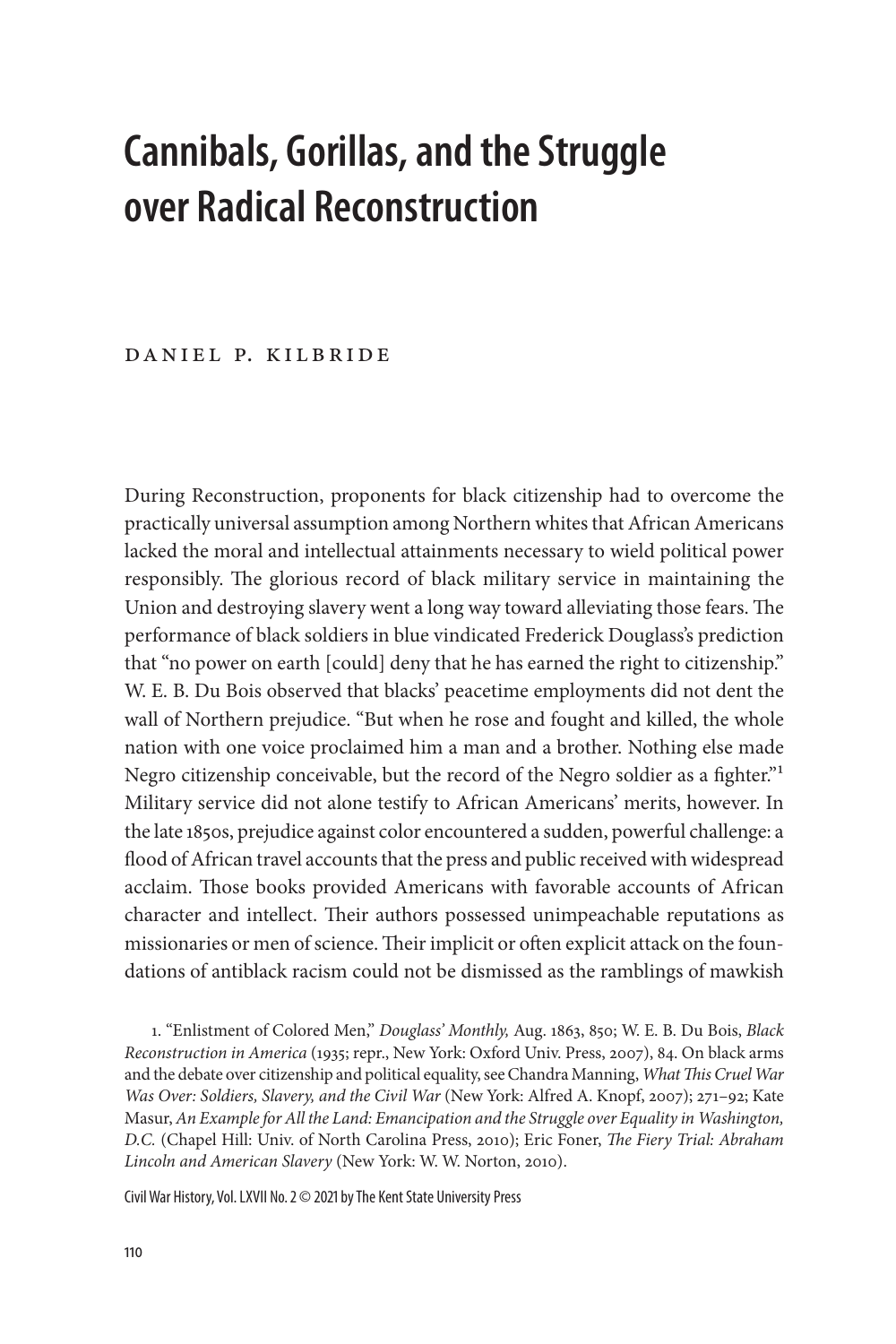# Cannibals, Gorillas, and the Struggle over Radical Reconstruction

DANIEL P. KILBRIDE

During Reconstruction, proponents for black citizenship had to overcome the practically universal assumption among Northern whites that African Americans lacked the moral and intellectual attainments necessary to wield political power responsibly. The glorious record of black military service in maintaining the Union and destroying slavery went a long way toward alleviating those fears. The performance of black soldiers in blue vindicated Frederick Douglass's prediction that "no power on earth [could] deny that he has earned the right to citizenship." W. E. B. Du Bois observed that blacks' peacetime employments did not dent the wall of Northern prejudice. "But when he rose and fought and killed, the whole nation with one voice proclaimed him a man and a brother. Nothing else made Negro citizenship conceivable, but the record of the Negro soldier as a fighter."[1] Military service did not alone testify to African Americans' merits, however. In the late 1850s, prejudice against color encountered a sudden, powerful challenge: a flood of African travel accounts that the press and public received with widespread acclaim. Those books provided Americans with favorable accounts of African character and intellect. Their authors possessed unimpeachable reputations as missionaries or men of science. Their implicit or often explicit attack on the foundations of antiblack racism could not be dismissed as the ramblings of mawkish

1. "Enlistment of Colored Men," *Douglass' Monthly,* Aug. 1863, 850; W. E. B. Du Bois, *Black Reconstruction in America* (1935; repr., New York: Oxford Univ. Press, 2007), 84. On black arms and the debate over citizenship and political equality, see Chandra Manning, *What This Cruel War Was Over: Soldiers, Slavery, and the Civil War* (New York: Alfred A. Knopf, 2007); 271–92; Kate Masur, *An Example for All the Land: Emancipation and the Struggle over Equality in Washington, D.C.* (Chapel Hill: Univ. of North Carolina Press, 2010); Eric Foner, *The Fiery Trial: Abraham Lincoln and American Slavery* (New York: W. W. Norton, 2010).

Civil War History, Vol. LXVII No. 2 © 2021 by The Kent State University Press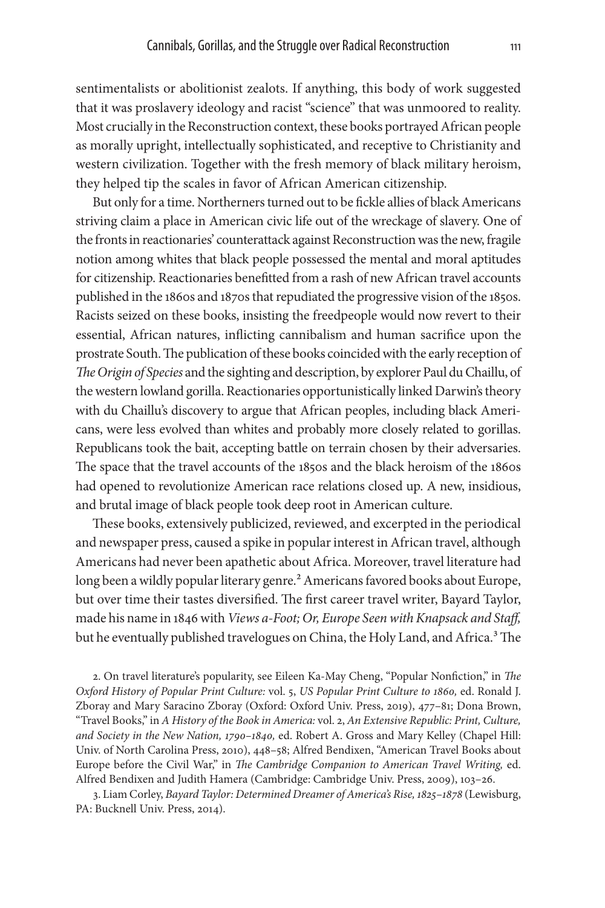sentimentalists or abolitionist zealots. If anything, this body of work suggested that it was proslavery ideology and racist "science" that was unmoored to reality. Most crucially in the Reconstruction context, these books portrayed African people as morally upright, intellectually sophisticated, and receptive to Christianity and western civilization. Together with the fresh memory of black military heroism, they helped tip the scales in favor of African American citizenship.

But only for a time. Northerners turned out to be fickle allies of black Americans striving claim a place in American civic life out of the wreckage of slavery. One of the fronts in reactionaries' counterattack against Reconstruction was the new, fragile notion among whites that black people possessed the mental and moral aptitudes for citizenship. Reactionaries benefitted from a rash of new African travel accounts published in the 1860s and 1870s that repudiated the progressive vision of the 1850s. Racists seized on these books, insisting the freedpeople would now revert to their essential, African natures, inflicting cannibalism and human sacrifice upon the prostrate South. The publication of these books coincided with the early reception of *The Origin of Species* and the sighting and description, by explorer Paul du Chaillu, of the western lowland gorilla. Reactionaries opportunistically linked Darwin's theory with du Chaillu's discovery to argue that African peoples, including black Americans, were less evolved than whites and probably more closely related to gorillas. Republicans took the bait, accepting battle on terrain chosen by their adversaries. The space that the travel accounts of the 1850s and the black heroism of the 1860s had opened to revolutionize American race relations closed up. A new, insidious, and brutal image of black people took deep root in American culture.

These books, extensively publicized, reviewed, and excerpted in the periodical and newspaper press, caused a spike in popular interest in African travel, although Americans had never been apathetic about Africa. Moreover, travel literature had long been a wildly popular literary genre.[2] Americans favored books about Europe, but over time their tastes diversified. The first career travel writer, Bayard Taylor, made his name in 1846 with *Views a-Foot; Or, Europe Seen with Knapsack and Staff,* but he eventually published travelogues on China, the Holy Land, and Africa.[3] The

2. On travel literature's popularity, see Eileen Ka-May Cheng, "Popular Nonfiction," in *The Oxford History of Popular Print Culture:* vol. 5, *US Popular Print Culture to 1860,* ed. Ronald J. Zboray and Mary Saracino Zboray (Oxford: Oxford Univ. Press, 2019), 477–81; Dona Brown, "Travel Books," in *A History of the Book in America:* vol. 2, *An Extensive Republic: Print, Culture, and Society in the New Nation, 1790–1840,* ed. Robert A. Gross and Mary Kelley (Chapel Hill: Univ. of North Carolina Press, 2010), 448–58; Alfred Bendixen, "American Travel Books about Europe before the Civil War," in *The Cambridge Companion to American Travel Writing,* ed. Alfred Bendixen and Judith Hamera (Cambridge: Cambridge Univ. Press, 2009), 103–26.

3. Liam Corley, *Bayard Taylor: Determined Dreamer of America's Rise, 1825–1878* (Lewisburg, PA: Bucknell Univ. Press, 2014).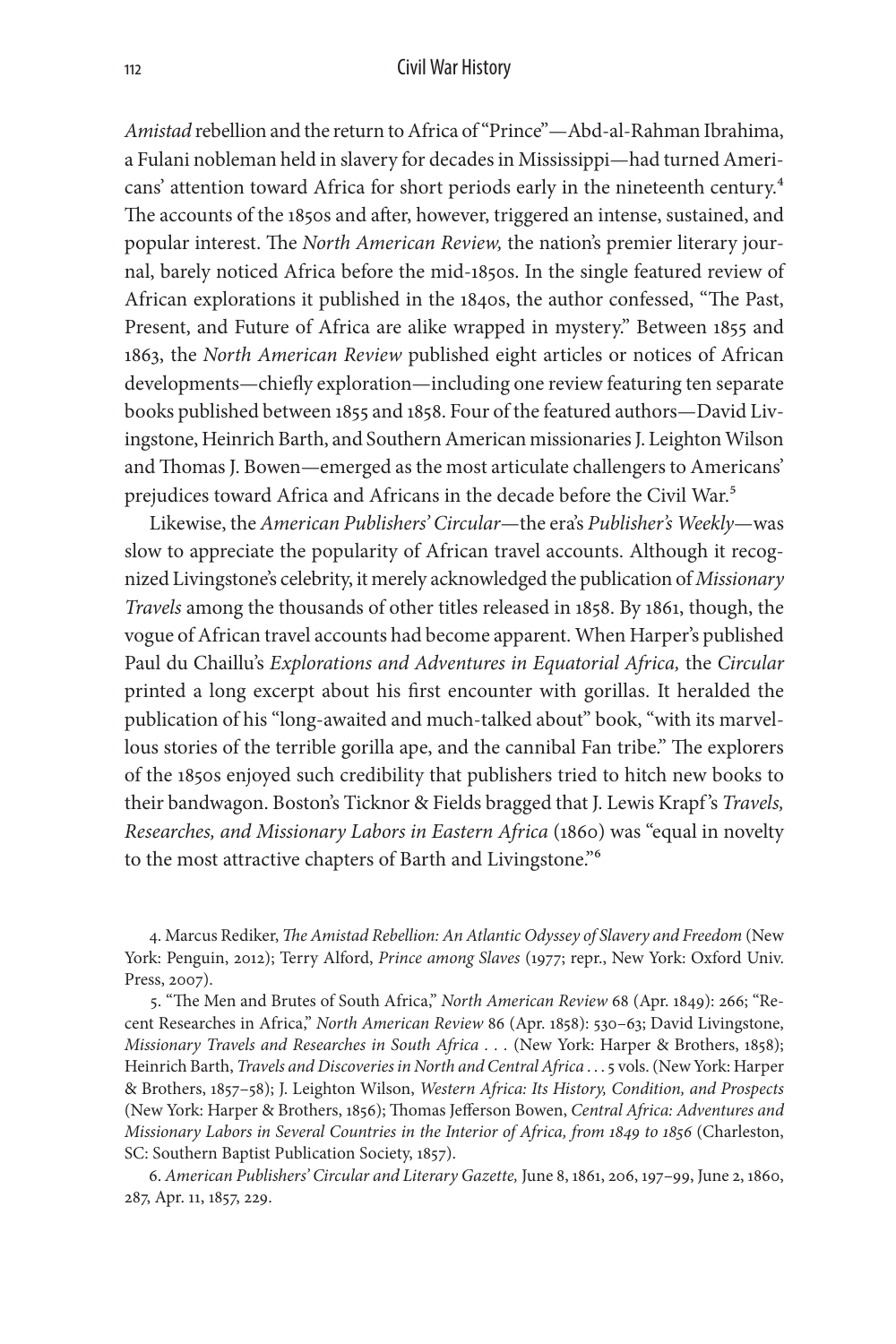*Amistad* rebellion and the return to Africa of "Prince"—Abd-al-Rahman Ibrahima, a Fulani nobleman held in slavery for decades in Mississippi—had turned Americans' attention toward Africa for short periods early in the nineteenth century.[4] The accounts of the 1850s and after, however, triggered an intense, sustained, and popular interest. The *North American Review,* the nation's premier literary journal, barely noticed Africa before the mid-1850s. In the single featured review of African explorations it published in the 1840s, the author confessed, "The Past, Present, and Future of Africa are alike wrapped in mystery." Between 1855 and 1863, the *North American Review* published eight articles or notices of African developments—chiefly exploration—including one review featuring ten separate books published between 1855 and 1858. Four of the featured authors—David Livingstone, Heinrich Barth, and Southern American missionaries J. Leighton Wilson and Thomas J. Bowen—emerged as the most articulate challengers to Americans' prejudices toward Africa and Africans in the decade before the Civil War.[5]

Likewise, the *American Publishers' Circular*—the era's *Publisher's Weekly*—was slow to appreciate the popularity of African travel accounts. Although it recognized Livingstone's celebrity, it merely acknowledged the publication of *Missionary Travels* among the thousands of other titles released in 1858. By 1861, though, the vogue of African travel accounts had become apparent. When Harper's published Paul du Chaillu's *Explorations and Adventures in Equatorial Africa,* the *Circular* printed a long excerpt about his first encounter with gorillas. It heralded the publication of his "long-awaited and much-talked about" book, "with its marvellous stories of the terrible gorilla ape, and the cannibal Fan tribe." The explorers of the 1850s enjoyed such credibility that publishers tried to hitch new books to their bandwagon. Boston's Ticknor & Fields bragged that J. Lewis Krapf's *Travels, Researches, and Missionary Labors in Eastern Africa* (1860) was "equal in novelty to the most attractive chapters of Barth and Livingstone."[6]

4. Marcus Rediker, *The Amistad Rebellion: An Atlantic Odyssey of Slavery and Freedom* (New York: Penguin, 2012); Terry Alford, *Prince among Slaves* (1977; repr., New York: Oxford Univ. Press, 2007).

5. "The Men and Brutes of South Africa," *North American Review* 68 (Apr. 1849): 266; "Recent Researches in Africa," *North American Review* 86 (Apr. 1858): 530–63; David Livingstone, *Missionary Travels and Researches in South Africa . . .* (New York: Harper & Brothers, 1858); Heinrich Barth, *Travels and Discoveries in North and Central Africa . . .* 5 vols. (New York: Harper & Brothers, 1857–58); J. Leighton Wilson, *Western Africa: Its History, Condition, and Prospects* (New York: Harper & Brothers, 1856); Thomas Jefferson Bowen, *Central Africa: Adventures and Missionary Labors in Several Countries in the Interior of Africa, from 1849 to 1856* (Charleston, SC: Southern Baptist Publication Society, 1857).

6. *American Publishers' Circular and Literary Gazette,* June 8, 1861, 206, 197–99, June 2, 1860, 287, Apr. 11, 1857, 229.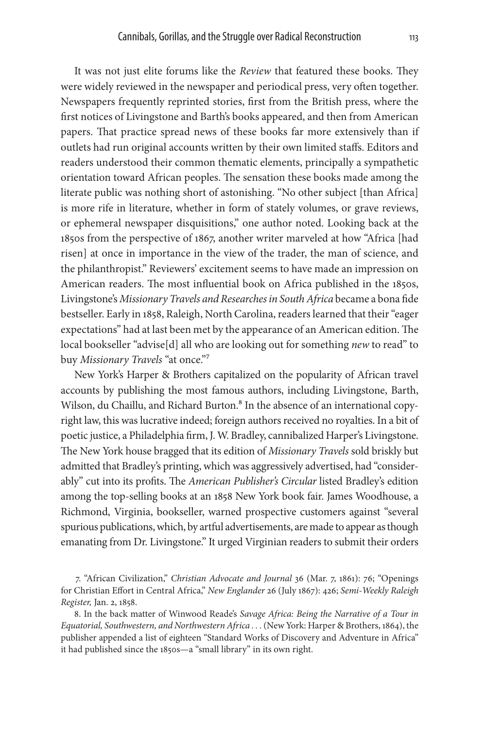It was not just elite forums like the *Review* that featured these books. They were widely reviewed in the newspaper and periodical press, very often together. Newspapers frequently reprinted stories, first from the British press, where the first notices of Livingstone and Barth's books appeared, and then from American papers. That practice spread news of these books far more extensively than if outlets had run original accounts written by their own limited staffs. Editors and readers understood their common thematic elements, principally a sympathetic orientation toward African peoples. The sensation these books made among the literate public was nothing short of astonishing. "No other subject [than Africa] is more rife in literature, whether in form of stately volumes, or grave reviews, or ephemeral newspaper disquisitions," one author noted. Looking back at the 1850s from the perspective of 1867, another writer marveled at how "Africa [had risen] at once in importance in the view of the trader, the man of science, and the philanthropist." Reviewers' excitement seems to have made an impression on American readers. The most influential book on Africa published in the 1850s, Livingstone's *Missionary Travels and Researches in South Africa* became a bona fide bestseller. Early in 1858, Raleigh, North Carolina, readers learned that their "eager expectations" had at last been met by the appearance of an American edition. The local bookseller "advise[d] all who are looking out for something *new* to read" to buy *Missionary Travels* "at once."[7]

New York's Harper & Brothers capitalized on the popularity of African travel accounts by publishing the most famous authors, including Livingstone, Barth, Wilson, du Chaillu, and Richard Burton.[8] In the absence of an international copyright law, this was lucrative indeed; foreign authors received no royalties. In a bit of poetic justice, a Philadelphia firm, J. W. Bradley, cannibalized Harper's Livingstone. The New York house bragged that its edition of *Missionary Travels* sold briskly but admitted that Bradley's printing, which was aggressively advertised, had "considerably" cut into its profits. The *American Publisher's Circular* listed Bradley's edition among the top-selling books at an 1858 New York book fair. James Woodhouse, a Richmond, Virginia, bookseller, warned prospective customers against "several spurious publications, which, by artful advertisements, are made to appear as though emanating from Dr. Livingstone." It urged Virginian readers to submit their orders

7. "African Civilization," *Christian Advocate and Journal* 36 (Mar. 7, 1861): 76; "Openings for Christian Effort in Central Africa," *New Englander* 26 (July 1867): 426; *Semi-Weekly Raleigh Register,* Jan. 2, 1858.

8. In the back matter of Winwood Reade's *Savage Africa: Being the Narrative of a Tour in Equatorial, Southwestern, and Northwestern Africa . . .* (New York: Harper & Brothers, 1864), the publisher appended a list of eighteen "Standard Works of Discovery and Adventure in Africa" it had published since the 1850s—a "small library" in its own right.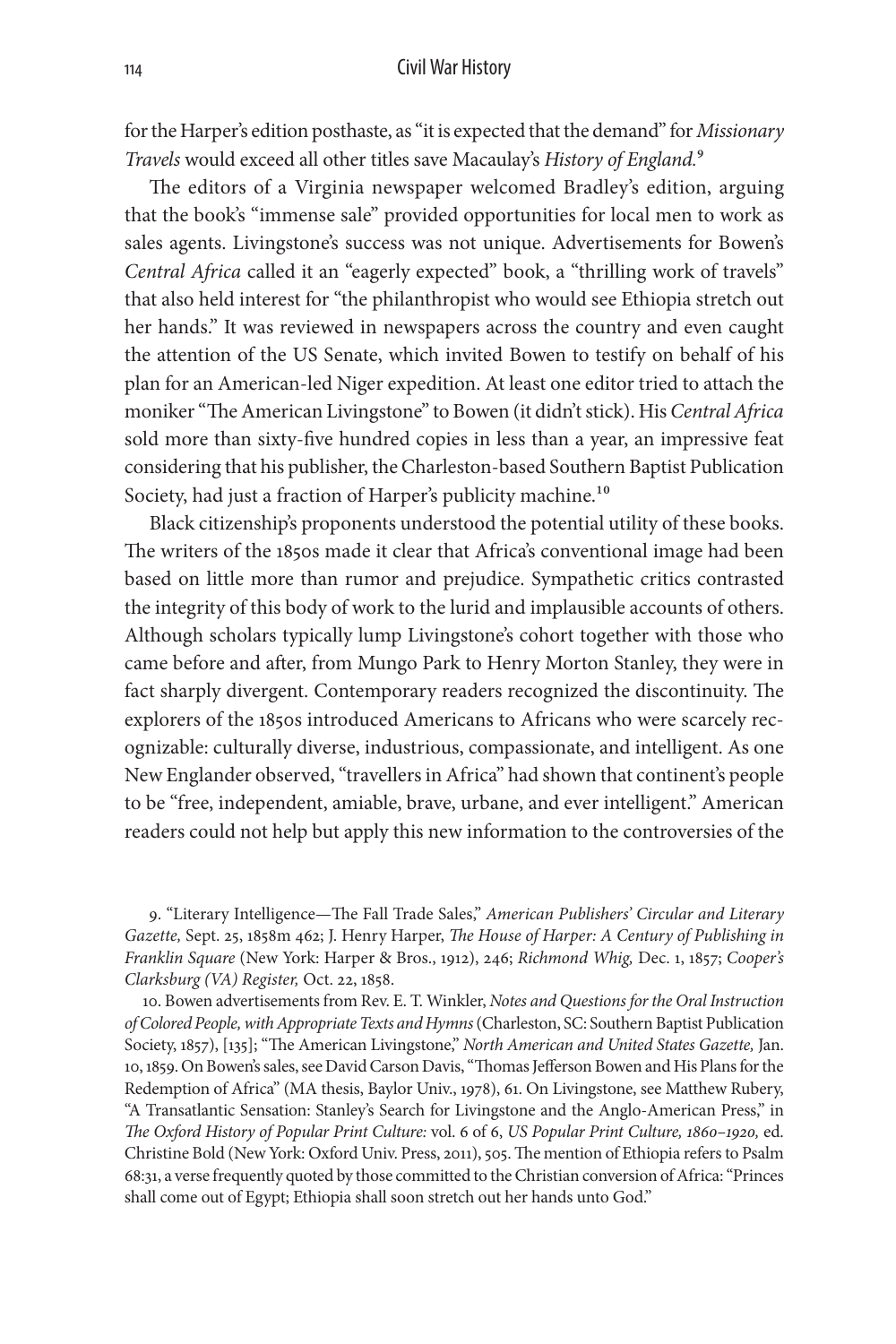for the Harper's edition posthaste, as "it is expected that the demand" for *Missionary Travels* would exceed all other titles save Macaulay's *History of England.*[9]

The editors of a Virginia newspaper welcomed Bradley's edition, arguing that the book's "immense sale" provided opportunities for local men to work as sales agents. Livingstone's success was not unique. Advertisements for Bowen's *Central Africa* called it an "eagerly expected" book, a "thrilling work of travels" that also held interest for "the philanthropist who would see Ethiopia stretch out her hands." It was reviewed in newspapers across the country and even caught the attention of the US Senate, which invited Bowen to testify on behalf of his plan for an American-led Niger expedition. At least one editor tried to attach the moniker "The American Livingstone" to Bowen (it didn't stick). His *Central Africa* sold more than sixty-five hundred copies in less than a year, an impressive feat considering that his publisher, the Charleston-based Southern Baptist Publication Society, had just a fraction of Harper's publicity machine.[10]

Black citizenship's proponents understood the potential utility of these books. The writers of the 1850s made it clear that Africa's conventional image had been based on little more than rumor and prejudice. Sympathetic critics contrasted the integrity of this body of work to the lurid and implausible accounts of others. Although scholars typically lump Livingstone's cohort together with those who came before and after, from Mungo Park to Henry Morton Stanley, they were in fact sharply divergent. Contemporary readers recognized the discontinuity. The explorers of the 1850s introduced Americans to Africans who were scarcely recognizable: culturally diverse, industrious, compassionate, and intelligent. As one New Englander observed, "travellers in Africa" had shown that continent's people to be "free, independent, amiable, brave, urbane, and ever intelligent." American readers could not help but apply this new information to the controversies of the

9. "Literary Intelligence—The Fall Trade Sales," *American Publishers' Circular and Literary Gazette,* Sept. 25, 1858m 462; J. Henry Harper, *The House of Harper: A Century of Publishing in Franklin Square* (New York: Harper & Bros., 1912), 246; *Richmond Whig,* Dec. 1, 1857; *Cooper's Clarksburg (VA) Register,* Oct. 22, 1858.

10. Bowen advertisements from Rev. E. T. Winkler, *Notes and Questions for the Oral Instruction of Colored People, with Appropriate Texts and Hymns* (Charleston, SC: Southern Baptist Publication Society, 1857), [135]; "The American Livingstone," *North American and United States Gazette,* Jan. 10, 1859. On Bowen's sales, see David Carson Davis, "Thomas Jefferson Bowen and His Plans for the Redemption of Africa" (MA thesis, Baylor Univ., 1978), 61. On Livingstone, see Matthew Rubery, "A Transatlantic Sensation: Stanley's Search for Livingstone and the Anglo-American Press," in *The Oxford History of Popular Print Culture:* vol. 6 of 6, *US Popular Print Culture, 1860–1920,* ed. Christine Bold (New York: Oxford Univ. Press, 2011), 505. The mention of Ethiopia refers to Psalm 68:31, a verse frequently quoted by those committed to the Christian conversion of Africa: "Princes shall come out of Egypt; Ethiopia shall soon stretch out her hands unto God."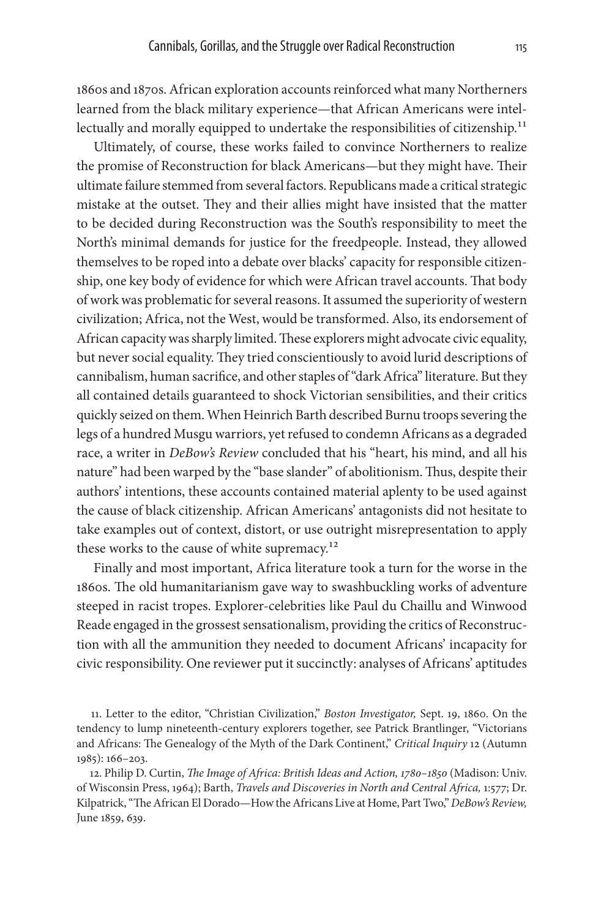1860s and 1870s. African exploration accounts reinforced what many Northerners learned from the black military experience—that African Americans were intellectually and morally equipped to undertake the responsibilities of citizenship.[11]

Ultimately, of course, these works failed to convince Northerners to realize the promise of Reconstruction for black Americans—but they might have. Their ultimate failure stemmed from several factors. Republicans made a critical strategic mistake at the outset. They and their allies might have insisted that the matter to be decided during Reconstruction was the South's responsibility to meet the North's minimal demands for justice for the freedpeople. Instead, they allowed themselves to be roped into a debate over blacks' capacity for responsible citizenship, one key body of evidence for which were African travel accounts. That body of work was problematic for several reasons. It assumed the superiority of western civilization; Africa, not the West, would be transformed. Also, its endorsement of African capacity was sharply limited. These explorers might advocate civic equality, but never social equality. They tried conscientiously to avoid lurid descriptions of cannibalism, human sacrifice, and other staples of "dark Africa" literature. But they all contained details guaranteed to shock Victorian sensibilities, and their critics quickly seized on them. When Heinrich Barth described Burnu troops severing the legs of a hundred Musgu warriors, yet refused to condemn Africans as a degraded race, a writer in *DeBow's Review* concluded that his "heart, his mind, and all his nature" had been warped by the "base slander" of abolitionism. Thus, despite their authors' intentions, these accounts contained material aplenty to be used against the cause of black citizenship. African Americans' antagonists did not hesitate to take examples out of context, distort, or use outright misrepresentation to apply these works to the cause of white supremacy.[12]

Finally and most important, Africa literature took a turn for the worse in the 1860s. The old humanitarianism gave way to swashbuckling works of adventure steeped in racist tropes. Explorer-celebrities like Paul du Chaillu and Winwood Reade engaged in the grossest sensationalism, providing the critics of Reconstruction with all the ammunition they needed to document Africans' incapacity for civic responsibility. One reviewer put it succinctly: analyses of Africans' aptitudes

11. Letter to the editor, "Christian Civilization," *Boston Investigator,* Sept. 19, 1860. On the tendency to lump nineteenth-century explorers together, see Patrick Brantlinger, "Victorians and Africans: The Genealogy of the Myth of the Dark Continent," *Critical Inquiry* 12 (Autumn 1985): 166–203.

12. Philip D. Curtin, *The Image of Africa: British Ideas and Action, 1780–1850* (Madison: Univ. of Wisconsin Press, 1964); Barth, *Travels and Discoveries in North and Central Africa,* 1:577; Dr. Kilpatrick, "The African El Dorado—How the Africans Live at Home, Part Two," *DeBow's Review,* June 1859, 639.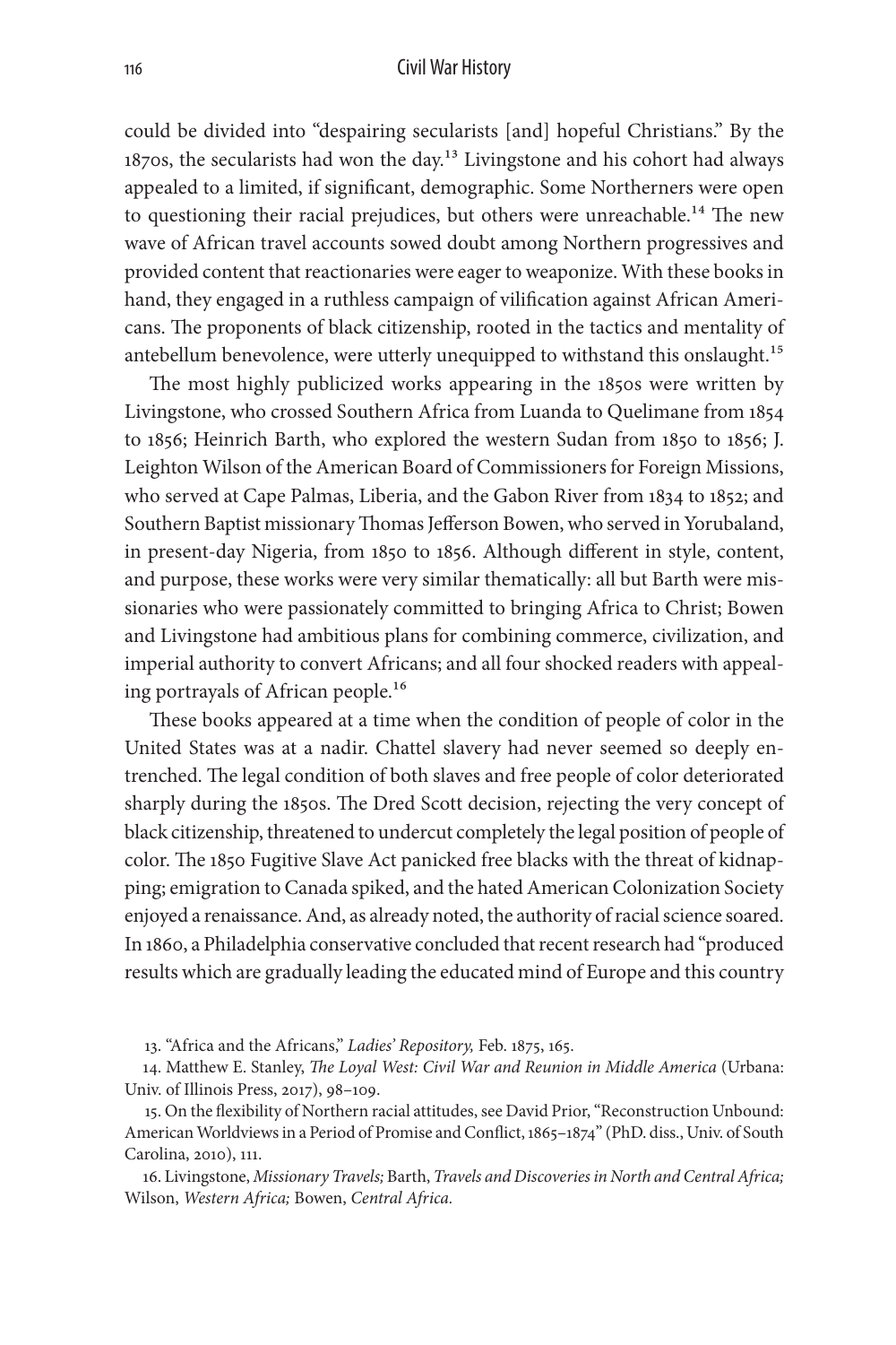could be divided into "despairing secularists [and] hopeful Christians." By the 1870s, the secularists had won the day.[13] Livingstone and his cohort had always appealed to a limited, if significant, demographic. Some Northerners were open to questioning their racial prejudices, but others were unreachable.[14] The new wave of African travel accounts sowed doubt among Northern progressives and provided content that reactionaries were eager to weaponize. With these books in hand, they engaged in a ruthless campaign of vilification against African Americans. The proponents of black citizenship, rooted in the tactics and mentality of antebellum benevolence, were utterly unequipped to withstand this onslaught.[15]

The most highly publicized works appearing in the 1850s were written by Livingstone, who crossed Southern Africa from Luanda to Quelimane from 1854 to 1856; Heinrich Barth, who explored the western Sudan from 1850 to 1856; J. Leighton Wilson of the American Board of Commissioners for Foreign Missions, who served at Cape Palmas, Liberia, and the Gabon River from 1834 to 1852; and Southern Baptist missionary Thomas Jefferson Bowen, who served in Yorubaland, in present-day Nigeria, from 1850 to 1856. Although different in style, content, and purpose, these works were very similar thematically: all but Barth were missionaries who were passionately committed to bringing Africa to Christ; Bowen and Livingstone had ambitious plans for combining commerce, civilization, and imperial authority to convert Africans; and all four shocked readers with appealing portrayals of African people.[16]

These books appeared at a time when the condition of people of color in the United States was at a nadir. Chattel slavery had never seemed so deeply entrenched. The legal condition of both slaves and free people of color deteriorated sharply during the 1850s. The Dred Scott decision, rejecting the very concept of black citizenship, threatened to undercut completely the legal position of people of color. The 1850 Fugitive Slave Act panicked free blacks with the threat of kidnapping; emigration to Canada spiked, and the hated American Colonization Society enjoyed a renaissance. And, as already noted, the authority of racial science soared. In 1860, a Philadelphia conservative concluded that recent research had "produced results which are gradually leading the educated mind of Europe and this country

13. "Africa and the Africans," *Ladies' Repository,* Feb. 1875, 165.

14. Matthew E. Stanley, *The Loyal West: Civil War and Reunion in Middle America* (Urbana: Univ. of Illinois Press, 2017), 98–109.

15. On the flexibility of Northern racial attitudes, see David Prior, "Reconstruction Unbound: American Worldviews in a Period of Promise and Conflict, 1865–1874" (PhD. diss., Univ. of South Carolina, 2010), 111.

16. Livingstone, *Missionary Travels;* Barth, *Travels and Discoveries in North and Central Africa;* Wilson, *Western Africa;* Bowen, *Central Africa.*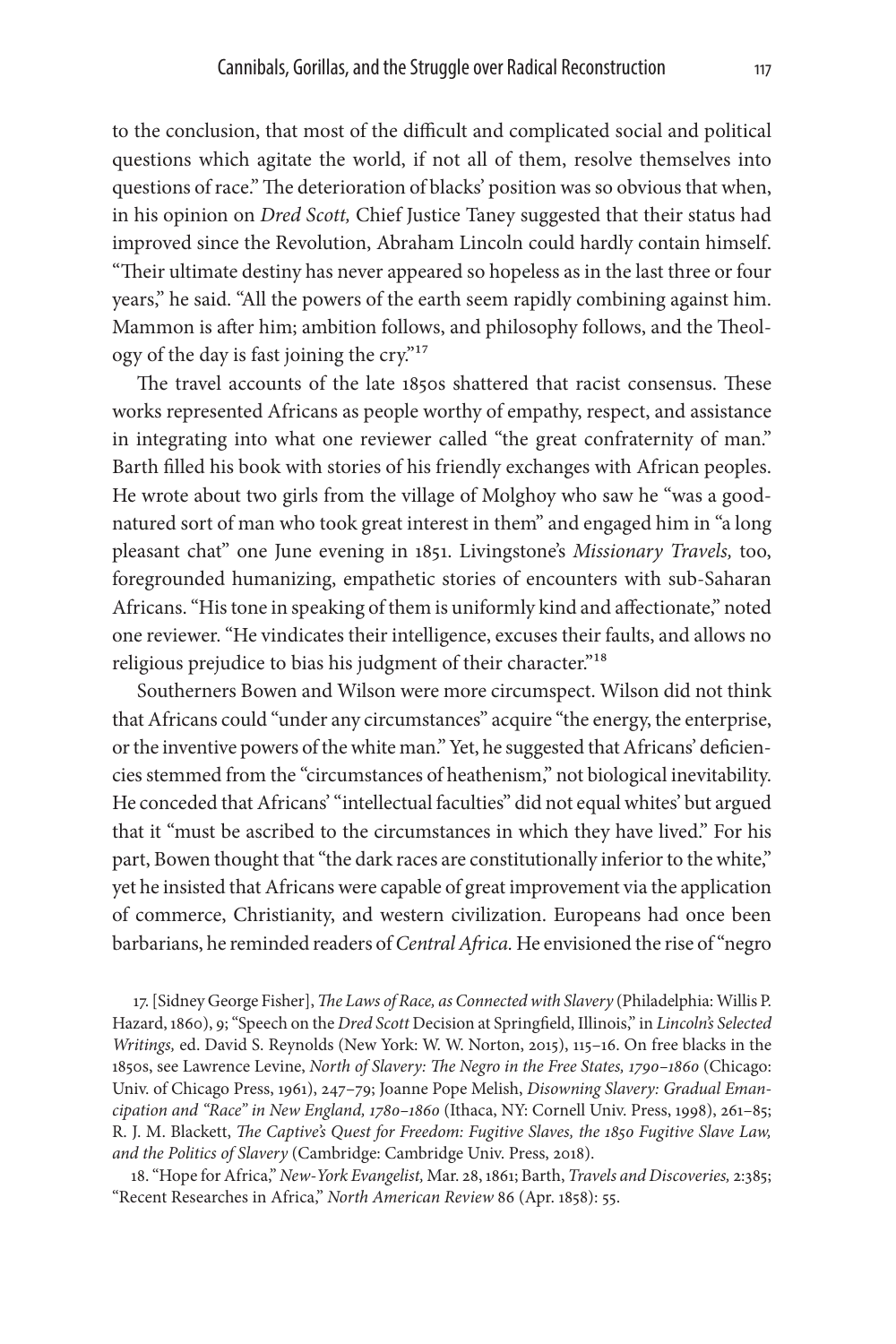to the conclusion, that most of the difficult and complicated social and political questions which agitate the world, if not all of them, resolve themselves into questions of race." The deterioration of blacks' position was so obvious that when, in his opinion on *Dred Scott,* Chief Justice Taney suggested that their status had improved since the Revolution, Abraham Lincoln could hardly contain himself. "Their ultimate destiny has never appeared so hopeless as in the last three or four years," he said. "All the powers of the earth seem rapidly combining against him. Mammon is after him; ambition follows, and philosophy follows, and the Theology of the day is fast joining the cry."[17]

The travel accounts of the late 1850s shattered that racist consensus. These works represented Africans as people worthy of empathy, respect, and assistance in integrating into what one reviewer called "the great confraternity of man." Barth filled his book with stories of his friendly exchanges with African peoples. He wrote about two girls from the village of Molghoy who saw he "was a good-natured sort of man who took great interest in them" and engaged him in "a long pleasant chat" one June evening in 1851. Livingstone's *Missionary Travels,* too, foregrounded humanizing, empathetic stories of encounters with sub-Saharan Africans. "His tone in speaking of them is uniformly kind and affectionate," noted one reviewer. "He vindicates their intelligence, excuses their faults, and allows no religious prejudice to bias his judgment of their character."[18]

Southerners Bowen and Wilson were more circumspect. Wilson did not think that Africans could "under any circumstances" acquire "the energy, the enterprise, or the inventive powers of the white man." Yet, he suggested that Africans' deficiencies stemmed from the "circumstances of heathenism," not biological inevitability. He conceded that Africans' "intellectual faculties" did not equal whites' but argued that it "must be ascribed to the circumstances in which they have lived." For his part, Bowen thought that "the dark races are constitutionally inferior to the white," yet he insisted that Africans were capable of great improvement via the application of commerce, Christianity, and western civilization. Europeans had once been barbarians, he reminded readers of *Central Africa.* He envisioned the rise of "negro

17. [Sidney George Fisher], *The Laws of Race, as Connected with Slavery* (Philadelphia: Willis P. Hazard, 1860), 9; "Speech on the *Dred Scott* Decision at Springfield, Illinois," in *Lincoln's Selected Writings,* ed. David S. Reynolds (New York: W. W. Norton, 2015), 115–16. On free blacks in the 1850s, see Lawrence Levine, *North of Slavery: The Negro in the Free States, 1790–1860* (Chicago: Univ. of Chicago Press, 1961), 247–79; Joanne Pope Melish, *Disowning Slavery: Gradual Emancipation and "Race" in New England, 1780–1860* (Ithaca, NY: Cornell Univ. Press, 1998), 261–85; R. J. M. Blackett, *The Captive's Quest for Freedom: Fugitive Slaves, the 1850 Fugitive Slave Law, and the Politics of Slavery* (Cambridge: Cambridge Univ. Press, 2018).

18. "Hope for Africa," *New-York Evangelist,* Mar. 28, 1861; Barth, *Travels and Discoveries,* 2:385; "Recent Researches in Africa," *North American Review* 86 (Apr. 1858): 55.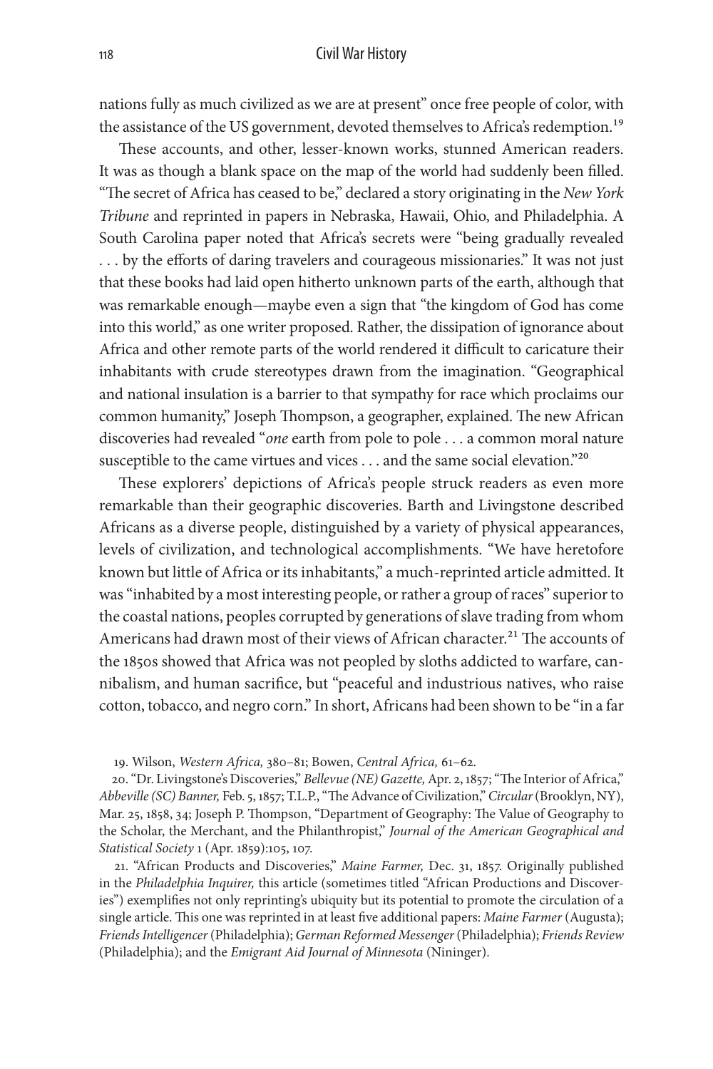nations fully as much civilized as we are at present" once free people of color, with the assistance of the US government, devoted themselves to Africa's redemption.[19]

These accounts, and other, lesser-known works, stunned American readers. It was as though a blank space on the map of the world had suddenly been filled. "The secret of Africa has ceased to be," declared a story originating in the *New York Tribune* and reprinted in papers in Nebraska, Hawaii, Ohio, and Philadelphia. A South Carolina paper noted that Africa's secrets were "being gradually revealed . . . by the efforts of daring travelers and courageous missionaries." It was not just that these books had laid open hitherto unknown parts of the earth, although that was remarkable enough—maybe even a sign that "the kingdom of God has come into this world," as one writer proposed. Rather, the dissipation of ignorance about Africa and other remote parts of the world rendered it difficult to caricature their inhabitants with crude stereotypes drawn from the imagination. "Geographical and national insulation is a barrier to that sympathy for race which proclaims our common humanity," Joseph Thompson, a geographer, explained. The new African discoveries had revealed "*one* earth from pole to pole . . . a common moral nature susceptible to the came virtues and vices . . . and the same social elevation."[20]

These explorers' depictions of Africa's people struck readers as even more remarkable than their geographic discoveries. Barth and Livingstone described Africans as a diverse people, distinguished by a variety of physical appearances, levels of civilization, and technological accomplishments. "We have heretofore known but little of Africa or its inhabitants," a much-reprinted article admitted. It was "inhabited by a most interesting people, or rather a group of races" superior to the coastal nations, peoples corrupted by generations of slave trading from whom Americans had drawn most of their views of African character.[21] The accounts of the 1850s showed that Africa was not peopled by sloths addicted to warfare, cannibalism, and human sacrifice, but "peaceful and industrious natives, who raise cotton, tobacco, and negro corn." In short, Africans had been shown to be "in a far

19. Wilson, *Western Africa,* 380–81; Bowen, *Central Africa,* 61–62.

20. "Dr. Livingstone's Discoveries," *Bellevue (NE) Gazette,* Apr. 2, 1857; "The Interior of Africa," *Abbeville (SC) Banner,* Feb. 5, 1857; T.L.P., "The Advance of Civilization," *Circular* (Brooklyn, NY), Mar. 25, 1858, 34; Joseph P. Thompson, "Department of Geography: The Value of Geography to the Scholar, the Merchant, and the Philanthropist," *Journal of the American Geographical and Statistical Society* 1 (Apr. 1859):105, 107.

21. "African Products and Discoveries," *Maine Farmer,* Dec. 31, 1857. Originally published in the *Philadelphia Inquirer,* this article (sometimes titled "African Productions and Discoveries") exemplifies not only reprinting's ubiquity but its potential to promote the circulation of a single article. This one was reprinted in at least five additional papers: *Maine Farmer* (Augusta); *Friends Intelligencer* (Philadelphia); *German Reformed Messenger* (Philadelphia); *Friends Review* (Philadelphia); and the *Emigrant Aid Journal of Minnesota* (Nininger).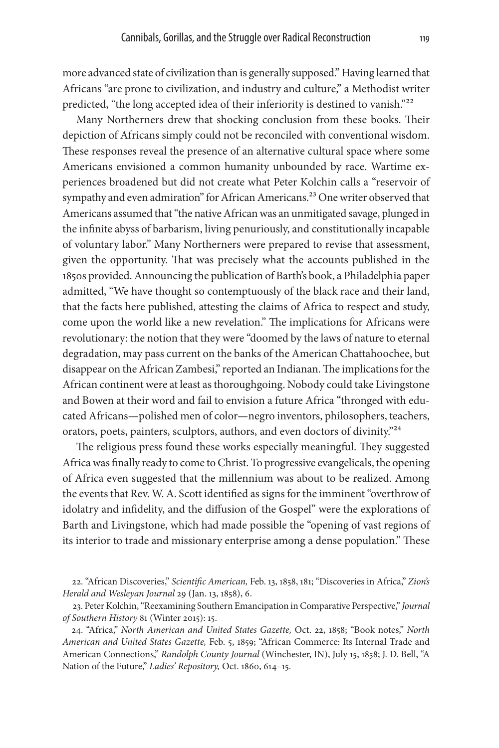more advanced state of civilization than is generally supposed." Having learned that Africans "are prone to civilization, and industry and culture," a Methodist writer predicted, "the long accepted idea of their inferiority is destined to vanish."[22]

Many Northerners drew that shocking conclusion from these books. Their depiction of Africans simply could not be reconciled with conventional wisdom. These responses reveal the presence of an alternative cultural space where some Americans envisioned a common humanity unbounded by race. Wartime experiences broadened but did not create what Peter Kolchin calls a "reservoir of sympathy and even admiration" for African Americans.[23] One writer observed that Americans assumed that "the native African was an unmitigated savage, plunged in the infinite abyss of barbarism, living penuriously, and constitutionally incapable of voluntary labor." Many Northerners were prepared to revise that assessment, given the opportunity. That was precisely what the accounts published in the 1850s provided. Announcing the publication of Barth's book, a Philadelphia paper admitted, "We have thought so contemptuously of the black race and their land, that the facts here published, attesting the claims of Africa to respect and study, come upon the world like a new revelation." The implications for Africans were revolutionary: the notion that they were "doomed by the laws of nature to eternal degradation, may pass current on the banks of the American Chattahoochee, but disappear on the African Zambesi," reported an Indianan. The implications for the African continent were at least as thoroughgoing. Nobody could take Livingstone and Bowen at their word and fail to envision a future Africa "thronged with educated Africans—polished men of color—negro inventors, philosophers, teachers, orators, poets, painters, sculptors, authors, and even doctors of divinity."[24]

The religious press found these works especially meaningful. They suggested Africa was finally ready to come to Christ. To progressive evangelicals, the opening of Africa even suggested that the millennium was about to be realized. Among the events that Rev. W. A. Scott identified as signs for the imminent "overthrow of idolatry and infidelity, and the diffusion of the Gospel" were the explorations of Barth and Livingstone, which had made possible the "opening of vast regions of its interior to trade and missionary enterprise among a dense population." These

22. "African Discoveries," *Scientific American,* Feb. 13, 1858, 181; "Discoveries in Africa," *Zion's Herald and Wesleyan Journal* 29 (Jan. 13, 1858), 6.

23. Peter Kolchin, "Reexamining Southern Emancipation in Comparative Perspective," *Journal of Southern History* 81 (Winter 2015): 15.

24. "Africa," *North American and United States Gazette,* Oct. 22, 1858; "Book notes," *North American and United States Gazette,* Feb. 5, 1859; "African Commerce: Its Internal Trade and American Connections," *Randolph County Journal* (Winchester, IN), July 15, 1858; J. D. Bell, "A Nation of the Future," *Ladies' Repository,* Oct. 1860, 614–15.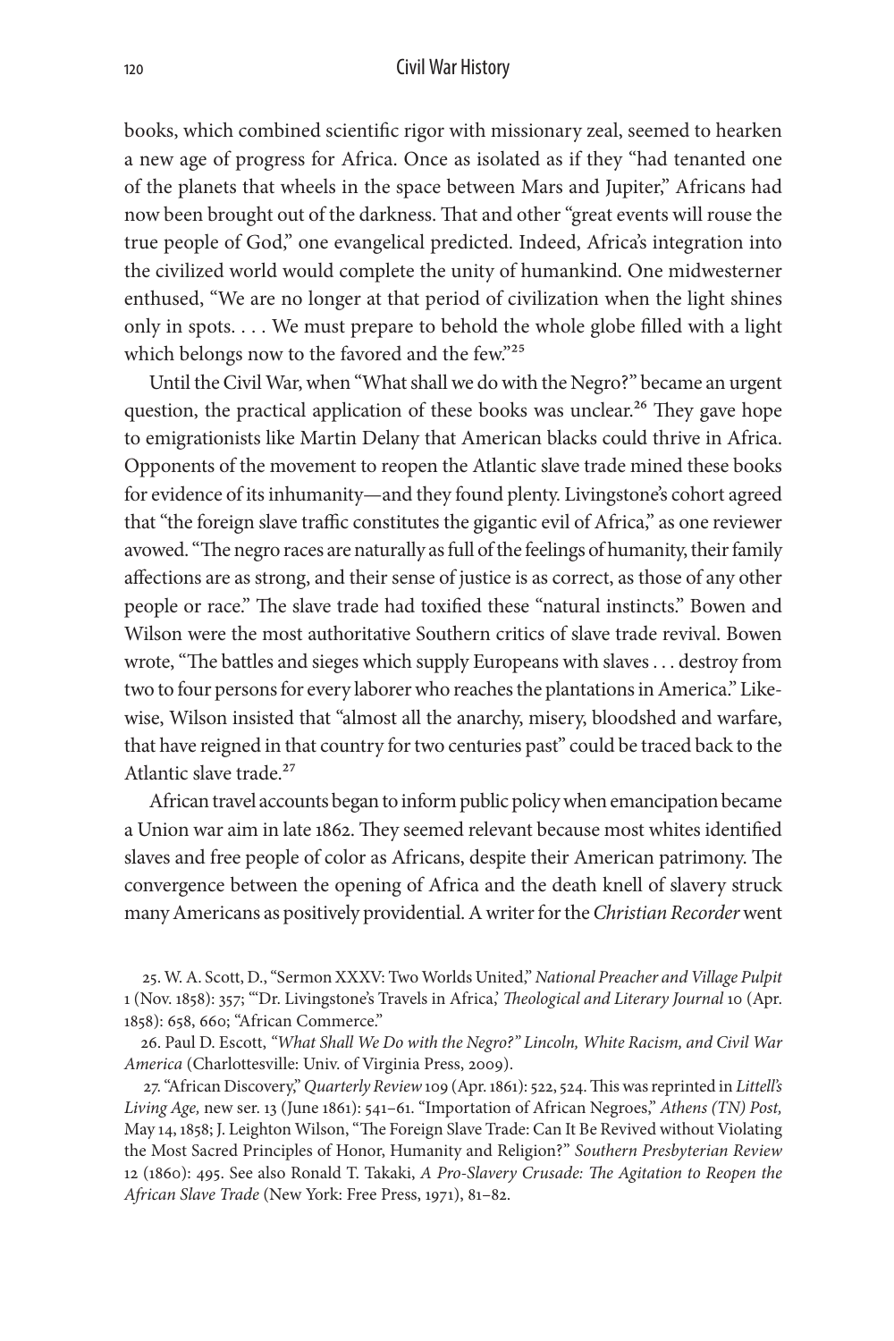books, which combined scientific rigor with missionary zeal, seemed to hearken a new age of progress for Africa. Once as isolated as if they "had tenanted one of the planets that wheels in the space between Mars and Jupiter," Africans had now been brought out of the darkness. That and other "great events will rouse the true people of God," one evangelical predicted. Indeed, Africa's integration into the civilized world would complete the unity of humankind. One midwesterner enthused, "We are no longer at that period of civilization when the light shines only in spots. . . . We must prepare to behold the whole globe filled with a light which belongs now to the favored and the few."[25]

Until the Civil War, when "What shall we do with the Negro?" became an urgent question, the practical application of these books was unclear.[26] They gave hope to emigrationists like Martin Delany that American blacks could thrive in Africa. Opponents of the movement to reopen the Atlantic slave trade mined these books for evidence of its inhumanity—and they found plenty. Livingstone's cohort agreed that "the foreign slave traffic constitutes the gigantic evil of Africa," as one reviewer avowed. "The negro races are naturally as full of the feelings of humanity, their family affections are as strong, and their sense of justice is as correct, as those of any other people or race." The slave trade had toxified these "natural instincts." Bowen and Wilson were the most authoritative Southern critics of slave trade revival. Bowen wrote, "The battles and sieges which supply Europeans with slaves . . . destroy from two to four persons for every laborer who reaches the plantations in America." Likewise, Wilson insisted that "almost all the anarchy, misery, bloodshed and warfare, that have reigned in that country for two centuries past" could be traced back to the Atlantic slave trade.[27]

African travel accounts began to inform public policy when emancipation became a Union war aim in late 1862. They seemed relevant because most whites identified slaves and free people of color as Africans, despite their American patrimony. The convergence between the opening of Africa and the death knell of slavery struck many Americans as positively providential. A writer for the *Christian Recorder* went

25. W. A. Scott, D., "Sermon XXXV: Two Worlds United," *National Preacher and Village Pulpit* 1 (Nov. 1858): 357; "'Dr. Livingstone's Travels in Africa,' *Theological and Literary Journal* 10 (Apr. 1858): 658, 660; "African Commerce."

26. Paul D. Escott, *"What Shall We Do with the Negro?" Lincoln, White Racism, and Civil War America* (Charlottesville: Univ. of Virginia Press, 2009).

27. "African Discovery," *Quarterly Review* 109 (Apr. 1861): 522, 524. This was reprinted in *Littell's Living Age,* new ser. 13 (June 1861): 541–61. "Importation of African Negroes," *Athens (TN) Post,* May 14, 1858; J. Leighton Wilson, "The Foreign Slave Trade: Can It Be Revived without Violating the Most Sacred Principles of Honor, Humanity and Religion?" *Southern Presbyterian Review* 12 (1860): 495. See also Ronald T. Takaki, *A Pro-Slavery Crusade: The Agitation to Reopen the African Slave Trade* (New York: Free Press, 1971), 81–82.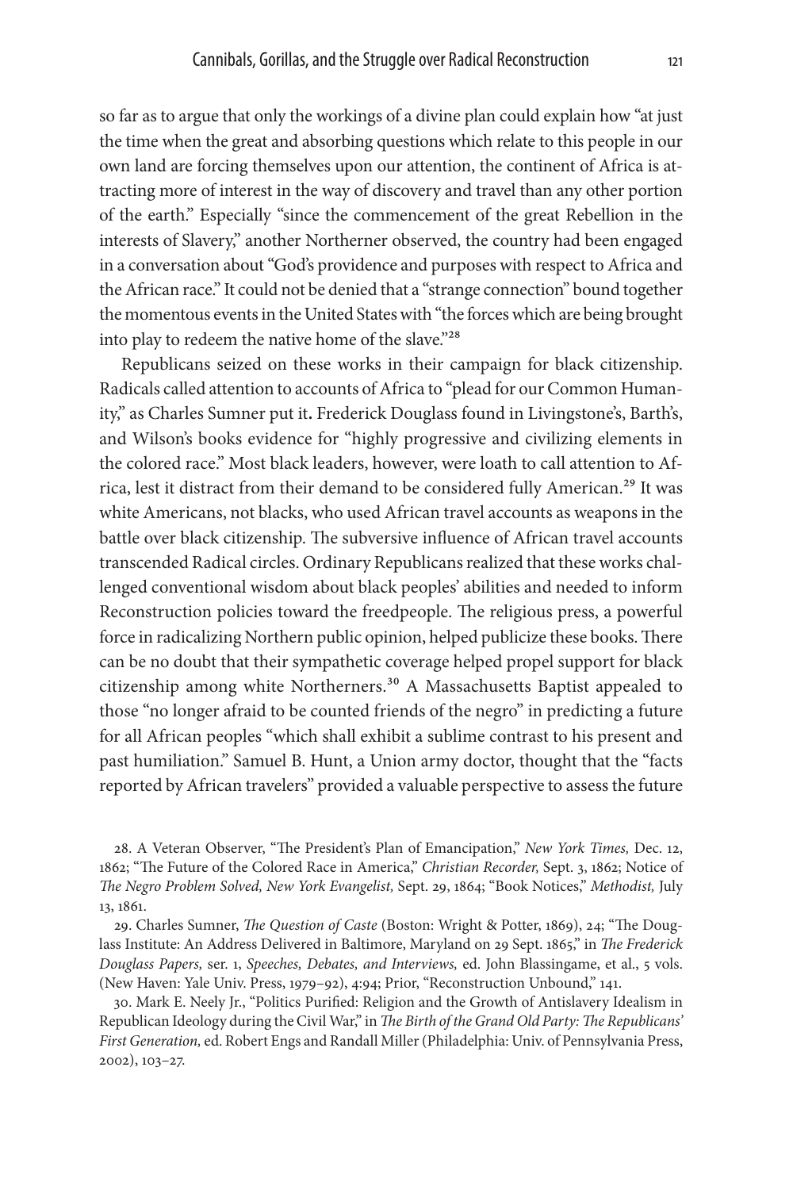so far as to argue that only the workings of a divine plan could explain how "at just the time when the great and absorbing questions which relate to this people in our own land are forcing themselves upon our attention, the continent of Africa is attracting more of interest in the way of discovery and travel than any other portion of the earth." Especially "since the commencement of the great Rebellion in the interests of Slavery," another Northerner observed, the country had been engaged in a conversation about "God's providence and purposes with respect to Africa and the African race." It could not be denied that a "strange connection" bound together the momentous events in the United States with "the forces which are being brought into play to redeem the native home of the slave."[28]

Republicans seized on these works in their campaign for black citizenship. Radicals called attention to accounts of Africa to "plead for our Common Humanity," as Charles Sumner put it. Frederick Douglass found in Livingstone's, Barth's, and Wilson's books evidence for "highly progressive and civilizing elements in the colored race." Most black leaders, however, were loath to call attention to Africa, lest it distract from their demand to be considered fully American.[29] It was white Americans, not blacks, who used African travel accounts as weapons in the battle over black citizenship. The subversive influence of African travel accounts transcended Radical circles. Ordinary Republicans realized that these works challenged conventional wisdom about black peoples' abilities and needed to inform Reconstruction policies toward the freedpeople. The religious press, a powerful force in radicalizing Northern public opinion, helped publicize these books. There can be no doubt that their sympathetic coverage helped propel support for black citizenship among white Northerners.[30] A Massachusetts Baptist appealed to those "no longer afraid to be counted friends of the negro" in predicting a future for all African peoples "which shall exhibit a sublime contrast to his present and past humiliation." Samuel B. Hunt, a Union army doctor, thought that the "facts reported by African travelers" provided a valuable perspective to assess the future

28. A Veteran Observer, "The President's Plan of Emancipation," *New York Times,* Dec. 12, 1862; "The Future of the Colored Race in America," *Christian Recorder,* Sept. 3, 1862; Notice of *The Negro Problem Solved, New York Evangelist,* Sept. 29, 1864; "Book Notices," *Methodist,* July 13, 1861.

29. Charles Sumner, *The Question of Caste* (Boston: Wright & Potter, 1869), 24; "The Douglass Institute: An Address Delivered in Baltimore, Maryland on 29 Sept. 1865," in *The Frederick Douglass Papers,* ser. 1, *Speeches, Debates, and Interviews,* ed. John Blassingame, et al., 5 vols. (New Haven: Yale Univ. Press, 1979–92), 4:94; Prior, "Reconstruction Unbound," 141.

30. Mark E. Neely Jr., "Politics Purified: Religion and the Growth of Antislavery Idealism in Republican Ideology during the Civil War," in *The Birth of the Grand Old Party: The Republicans' First Generation,* ed. Robert Engs and Randall Miller (Philadelphia: Univ. of Pennsylvania Press, 2002), 103–27.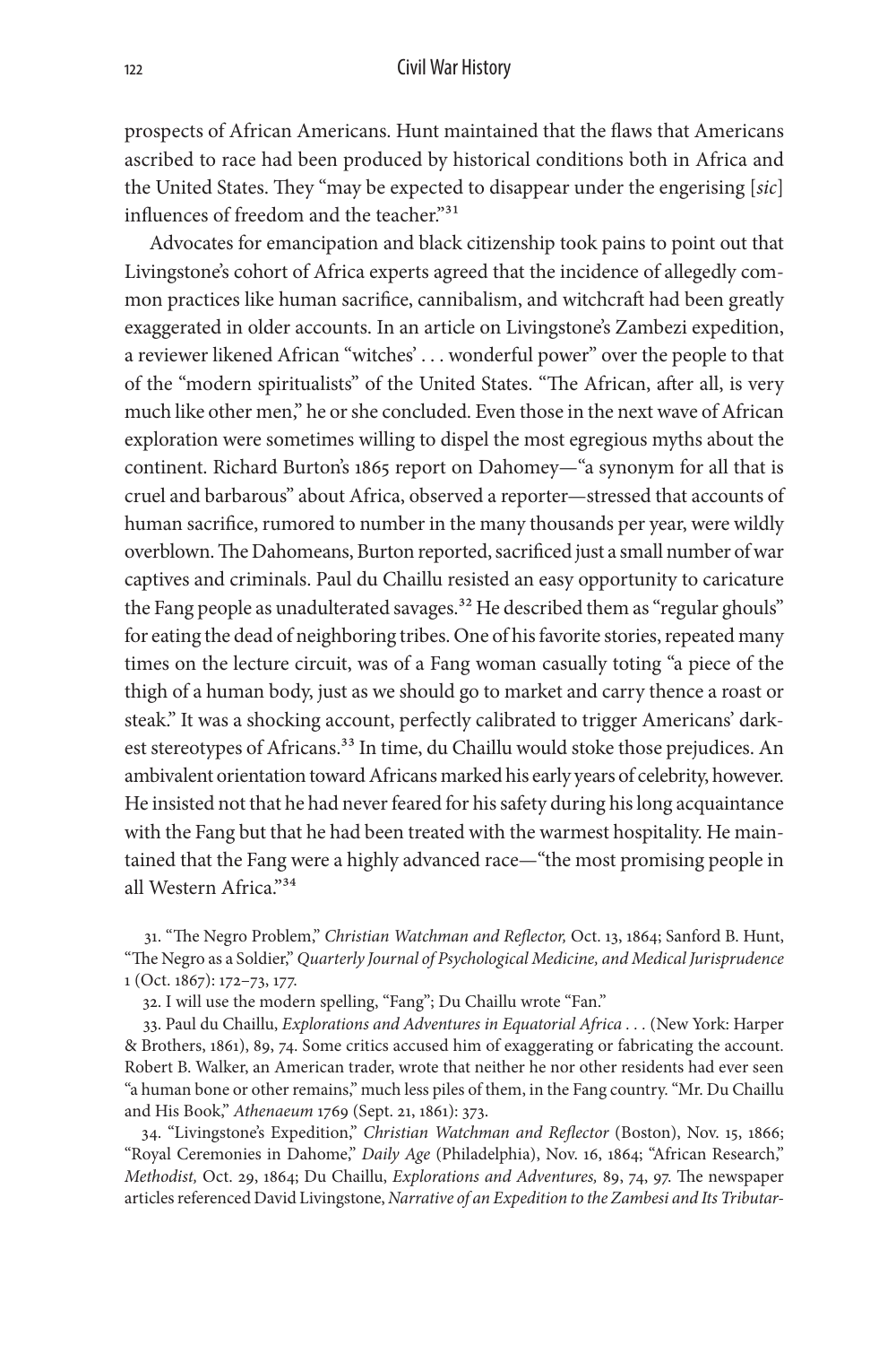prospects of African Americans. Hunt maintained that the flaws that Americans ascribed to race had been produced by historical conditions both in Africa and the United States. They "may be expected to disappear under the engerising [*sic*] influences of freedom and the teacher."[31]

Advocates for emancipation and black citizenship took pains to point out that Livingstone's cohort of Africa experts agreed that the incidence of allegedly common practices like human sacrifice, cannibalism, and witchcraft had been greatly exaggerated in older accounts. In an article on Livingstone's Zambezi expedition, a reviewer likened African "witches' . . . wonderful power" over the people to that of the "modern spiritualists" of the United States. "The African, after all, is very much like other men," he or she concluded. Even those in the next wave of African exploration were sometimes willing to dispel the most egregious myths about the continent. Richard Burton's 1865 report on Dahomey—"a synonym for all that is cruel and barbarous" about Africa, observed a reporter—stressed that accounts of human sacrifice, rumored to number in the many thousands per year, were wildly overblown. The Dahomeans, Burton reported, sacrificed just a small number of war captives and criminals. Paul du Chaillu resisted an easy opportunity to caricature the Fang people as unadulterated savages.[32] He described them as "regular ghouls" for eating the dead of neighboring tribes. One of his favorite stories, repeated many times on the lecture circuit, was of a Fang woman casually toting "a piece of the thigh of a human body, just as we should go to market and carry thence a roast or steak." It was a shocking account, perfectly calibrated to trigger Americans' darkest stereotypes of Africans.[33] In time, du Chaillu would stoke those prejudices. An ambivalent orientation toward Africans marked his early years of celebrity, however. He insisted not that he had never feared for his safety during his long acquaintance with the Fang but that he had been treated with the warmest hospitality. He maintained that the Fang were a highly advanced race—"the most promising people in all Western Africa."[34]

31. "The Negro Problem," *Christian Watchman and Reflector,* Oct. 13, 1864; Sanford B. Hunt, "The Negro as a Soldier," *Quarterly Journal of Psychological Medicine, and Medical Jurisprudence* 1 (Oct. 1867): 172–73, 177.

32. I will use the modern spelling, "Fang"; Du Chaillu wrote "Fan."

33. Paul du Chaillu, *Explorations and Adventures in Equatorial Africa . . .* (New York: Harper & Brothers, 1861), 89, 74. Some critics accused him of exaggerating or fabricating the account. Robert B. Walker, an American trader, wrote that neither he nor other residents had ever seen "a human bone or other remains," much less piles of them, in the Fang country. "Mr. Du Chaillu and His Book," *Athenaeum* 1769 (Sept. 21, 1861): 373.

34. "Livingstone's Expedition," *Christian Watchman and Reflector* (Boston), Nov. 15, 1866; "Royal Ceremonies in Dahome," *Daily Age* (Philadelphia), Nov. 16, 1864; "African Research," *Methodist,* Oct. 29, 1864; Du Chaillu, *Explorations and Adventures,* 89, 74, 97. The newspaper articles referenced David Livingstone, *Narrative of an Expedition to the Zambesi and Its Tributar-*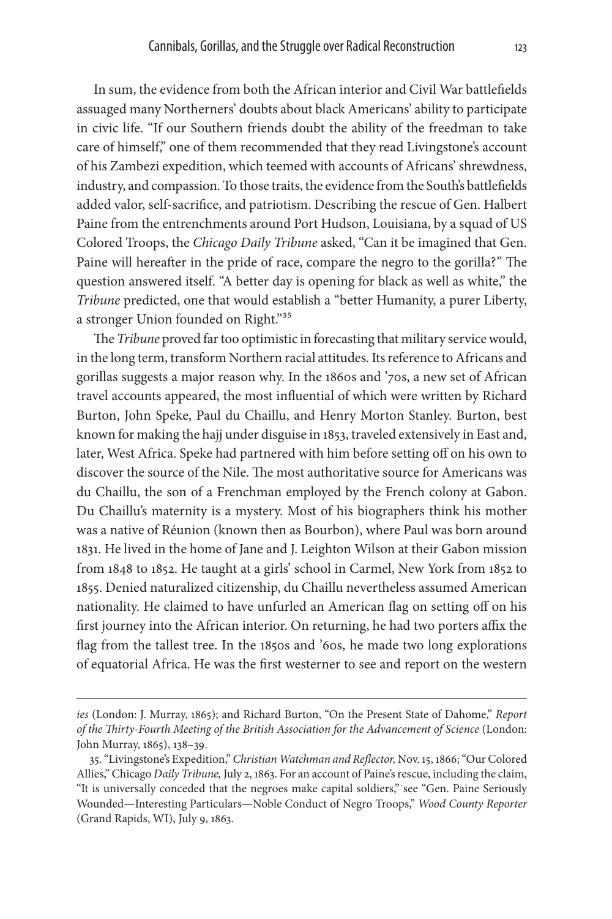In sum, the evidence from both the African interior and Civil War battlefields assuaged many Northerners' doubts about black Americans' ability to participate in civic life. "If our Southern friends doubt the ability of the freedman to take care of himself," one of them recommended that they read Livingstone's account of his Zambezi expedition, which teemed with accounts of Africans' shrewdness, industry, and compassion. To those traits, the evidence from the South's battlefields added valor, self-sacrifice, and patriotism. Describing the rescue of Gen. Halbert Paine from the entrenchments around Port Hudson, Louisiana, by a squad of US Colored Troops, the *Chicago Daily Tribune* asked, "Can it be imagined that Gen. Paine will hereafter in the pride of race, compare the negro to the gorilla?" The question answered itself. "A better day is opening for black as well as white," the *Tribune* predicted, one that would establish a "better Humanity, a purer Liberty, a stronger Union founded on Right."[35]

The *Tribune* proved far too optimistic in forecasting that military service would, in the long term, transform Northern racial attitudes. Its reference to Africans and gorillas suggests a major reason why. In the 1860s and '70s, a new set of African travel accounts appeared, the most influential of which were written by Richard Burton, John Speke, Paul du Chaillu, and Henry Morton Stanley. Burton, best known for making the hajj under disguise in 1853, traveled extensively in East and, later, West Africa. Speke had partnered with him before setting off on his own to discover the source of the Nile. The most authoritative source for Americans was du Chaillu, the son of a Frenchman employed by the French colony at Gabon. Du Chaillu's maternity is a mystery. Most of his biographers think his mother was a native of Réunion (known then as Bourbon), where Paul was born around 1831. He lived in the home of Jane and J. Leighton Wilson at their Gabon mission from 1848 to 1852. He taught at a girls' school in Carmel, New York from 1852 to 1855. Denied naturalized citizenship, du Chaillu nevertheless assumed American nationality. He claimed to have unfurled an American flag on setting off on his first journey into the African interior. On returning, he had two porters affix the flag from the tallest tree. In the 1850s and '60s, he made two long explorations of equatorial Africa. He was the first westerner to see and report on the western

---

*ies* (London: J. Murray, 1865); and Richard Burton, "On the Present State of Dahome," *Report of the Thirty-Fourth Meeting of the British Association for the Advancement of Science* (London: John Murray, 1865), 138–39.

35. "Livingstone's Expedition," *Christian Watchman and Reflector,* Nov. 15, 1866; "Our Colored Allies," Chicago *Daily Tribune,* July 2, 1863. For an account of Paine's rescue, including the claim, "It is universally conceded that the negroes make capital soldiers," see "Gen. Paine Seriously Wounded—Interesting Particulars—Noble Conduct of Negro Troops," *Wood County Reporter* (Grand Rapids, WI), July 9, 1863.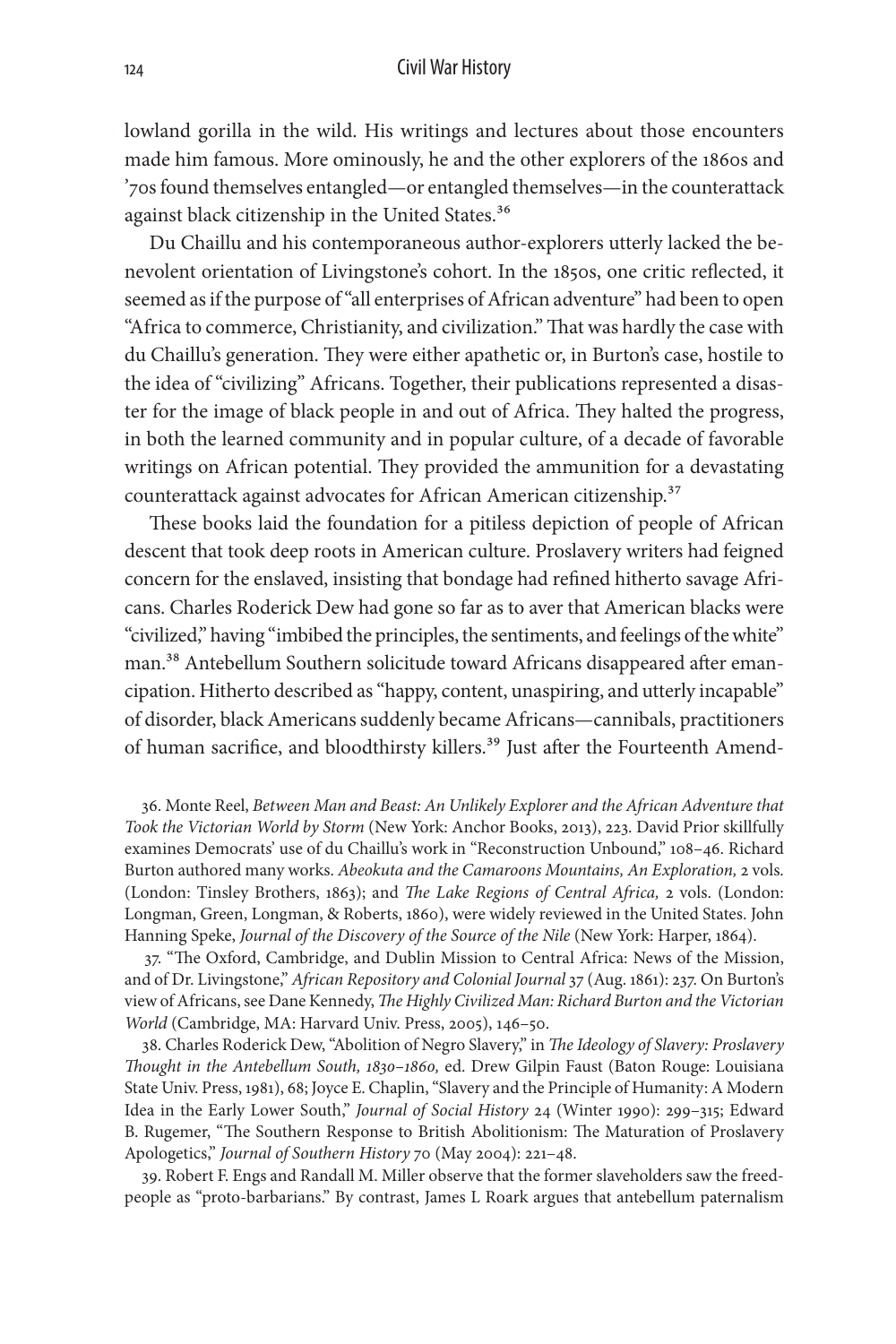lowland gorilla in the wild. His writings and lectures about those encounters made him famous. More ominously, he and the other explorers of the 1860s and '70s found themselves entangled—or entangled themselves—in the counterattack against black citizenship in the United States.[36]

Du Chaillu and his contemporaneous author-explorers utterly lacked the benevolent orientation of Livingstone's cohort. In the 1850s, one critic reflected, it seemed as if the purpose of "all enterprises of African adventure" had been to open "Africa to commerce, Christianity, and civilization." That was hardly the case with du Chaillu's generation. They were either apathetic or, in Burton's case, hostile to the idea of "civilizing" Africans. Together, their publications represented a disaster for the image of black people in and out of Africa. They halted the progress, in both the learned community and in popular culture, of a decade of favorable writings on African potential. They provided the ammunition for a devastating counterattack against advocates for African American citizenship.[37]

These books laid the foundation for a pitiless depiction of people of African descent that took deep roots in American culture. Proslavery writers had feigned concern for the enslaved, insisting that bondage had refined hitherto savage Africans. Charles Roderick Dew had gone so far as to aver that American blacks were "civilized," having "imbibed the principles, the sentiments, and feelings of the white" man.[38] Antebellum Southern solicitude toward Africans disappeared after emancipation. Hitherto described as "happy, content, unaspiring, and utterly incapable" of disorder, black Americans suddenly became Africans—cannibals, practitioners of human sacrifice, and bloodthirsty killers.[39] Just after the Fourteenth Amend-

36. Monte Reel, *Between Man and Beast: An Unlikely Explorer and the African Adventure that Took the Victorian World by Storm* (New York: Anchor Books, 2013), 223. David Prior skillfully examines Democrats' use of du Chaillu's work in "Reconstruction Unbound," 108–46. Richard Burton authored many works. *Abeokuta and the Camaroons Mountains, An Exploration,* 2 vols. (London: Tinsley Brothers, 1863); and *The Lake Regions of Central Africa,* 2 vols. (London: Longman, Green, Longman, & Roberts, 1860), were widely reviewed in the United States. John Hanning Speke, *Journal of the Discovery of the Source of the Nile* (New York: Harper, 1864).

37. "The Oxford, Cambridge, and Dublin Mission to Central Africa: News of the Mission, and of Dr. Livingstone," *African Repository and Colonial Journal* 37 (Aug. 1861): 237. On Burton's view of Africans, see Dane Kennedy, *The Highly Civilized Man: Richard Burton and the Victorian World* (Cambridge, MA: Harvard Univ. Press, 2005), 146–50.

38. Charles Roderick Dew, "Abolition of Negro Slavery," in *The Ideology of Slavery: Proslavery Thought in the Antebellum South, 1830–1860,* ed. Drew Gilpin Faust (Baton Rouge: Louisiana State Univ. Press, 1981), 68; Joyce E. Chaplin, "Slavery and the Principle of Humanity: A Modern Idea in the Early Lower South," *Journal of Social History* 24 (Winter 1990): 299–315; Edward B. Rugemer, "The Southern Response to British Abolitionism: The Maturation of Proslavery Apologetics," *Journal of Southern History* 70 (May 2004): 221–48.

39. Robert F. Engs and Randall M. Miller observe that the former slaveholders saw the freedpeople as "proto-barbarians." By contrast, James L Roark argues that antebellum paternalism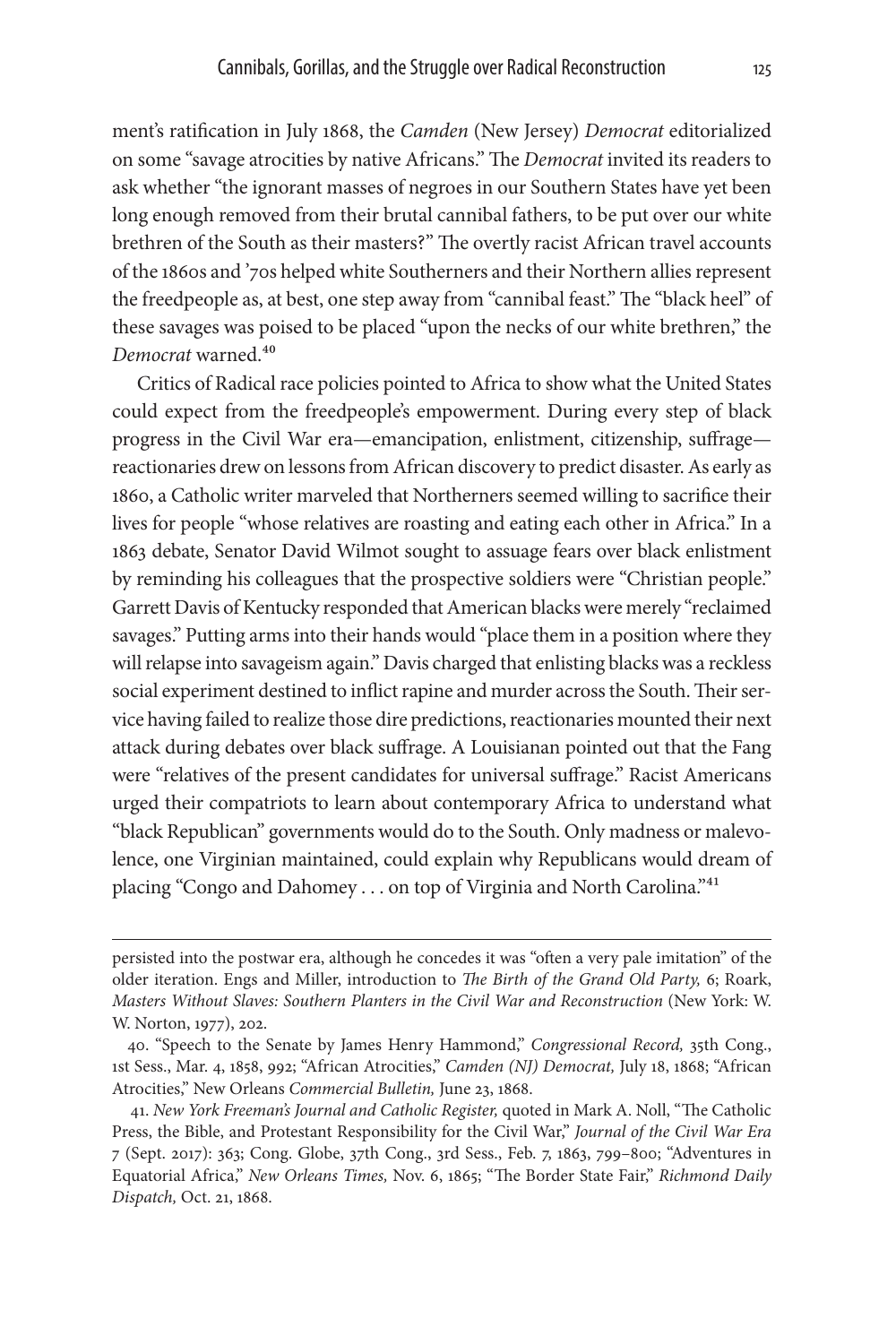ment's ratification in July 1868, the *Camden* (New Jersey) *Democrat* editorialized on some "savage atrocities by native Africans." The *Democrat* invited its readers to ask whether "the ignorant masses of negroes in our Southern States have yet been long enough removed from their brutal cannibal fathers, to be put over our white brethren of the South as their masters?" The overtly racist African travel accounts of the 1860s and '70s helped white Southerners and their Northern allies represent the freedpeople as, at best, one step away from "cannibal feast." The "black heel" of these savages was poised to be placed "upon the necks of our white brethren," the *Democrat* warned.[40]

Critics of Radical race policies pointed to Africa to show what the United States could expect from the freedpeople's empowerment. During every step of black progress in the Civil War era—emancipation, enlistment, citizenship, suffrage—reactionaries drew on lessons from African discovery to predict disaster. As early as 1860, a Catholic writer marveled that Northerners seemed willing to sacrifice their lives for people "whose relatives are roasting and eating each other in Africa." In a 1863 debate, Senator David Wilmot sought to assuage fears over black enlistment by reminding his colleagues that the prospective soldiers were "Christian people." Garrett Davis of Kentucky responded that American blacks were merely "reclaimed savages." Putting arms into their hands would "place them in a position where they will relapse into savageism again." Davis charged that enlisting blacks was a reckless social experiment destined to inflict rapine and murder across the South. Their service having failed to realize those dire predictions, reactionaries mounted their next attack during debates over black suffrage. A Louisianan pointed out that the Fang were "relatives of the present candidates for universal suffrage." Racist Americans urged their compatriots to learn about contemporary Africa to understand what "black Republican" governments would do to the South. Only madness or malevolence, one Virginian maintained, could explain why Republicans would dream of placing "Congo and Dahomey . . . on top of Virginia and North Carolina."[41]

---

persisted into the postwar era, although he concedes it was "often a very pale imitation" of the older iteration. Engs and Miller, introduction to *The Birth of the Grand Old Party,* 6; Roark, *Masters Without Slaves: Southern Planters in the Civil War and Reconstruction* (New York: W. W. Norton, 1977), 202.

40. "Speech to the Senate by James Henry Hammond," *Congressional Record,* 35th Cong., 1st Sess., Mar. 4, 1858, 992; "African Atrocities," *Camden (NJ) Democrat,* July 18, 1868; "African Atrocities," New Orleans *Commercial Bulletin,* June 23, 1868.

41. *New York Freeman's Journal and Catholic Register,* quoted in Mark A. Noll, "The Catholic Press, the Bible, and Protestant Responsibility for the Civil War," *Journal of the Civil War Era* 7 (Sept. 2017): 363; Cong. Globe, 37th Cong., 3rd Sess., Feb. 7, 1863, 799–800; "Adventures in Equatorial Africa," *New Orleans Times,* Nov. 6, 1865; "The Border State Fair," *Richmond Daily Dispatch,* Oct. 21, 1868.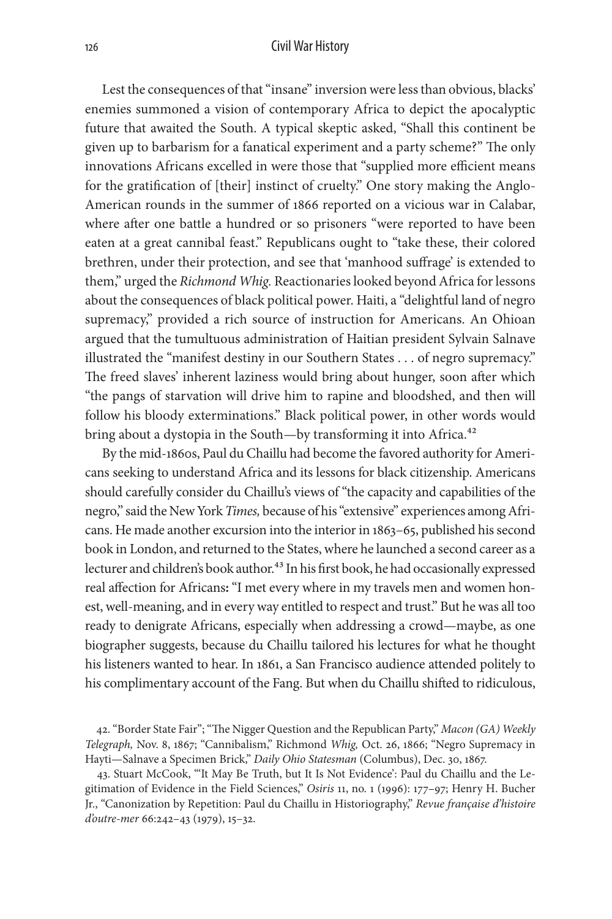Lest the consequences of that "insane" inversion were less than obvious, blacks' enemies summoned a vision of contemporary Africa to depict the apocalyptic future that awaited the South. A typical skeptic asked, "Shall this continent be given up to barbarism for a fanatical experiment and a party scheme?" The only innovations Africans excelled in were those that "supplied more efficient means for the gratification of [their] instinct of cruelty." One story making the Anglo-American rounds in the summer of 1866 reported on a vicious war in Calabar, where after one battle a hundred or so prisoners "were reported to have been eaten at a great cannibal feast." Republicans ought to "take these, their colored brethren, under their protection, and see that 'manhood suffrage' is extended to them," urged the *Richmond Whig.* Reactionaries looked beyond Africa for lessons about the consequences of black political power. Haiti, a "delightful land of negro supremacy," provided a rich source of instruction for Americans. An Ohioan argued that the tumultuous administration of Haitian president Sylvain Salnave illustrated the "manifest destiny in our Southern States . . . of negro supremacy." The freed slaves' inherent laziness would bring about hunger, soon after which "the pangs of starvation will drive him to rapine and bloodshed, and then will follow his bloody exterminations." Black political power, in other words would bring about a dystopia in the South—by transforming it into Africa.[42]

By the mid-1860s, Paul du Chaillu had become the favored authority for Americans seeking to understand Africa and its lessons for black citizenship. Americans should carefully consider du Chaillu's views of "the capacity and capabilities of the negro," said the New York *Times,* because of his "extensive" experiences among Africans. He made another excursion into the interior in 1863–65, published his second book in London, and returned to the States, where he launched a second career as a lecturer and children's book author.[43] In his first book, he had occasionally expressed real affection for Africans**:** "I met every where in my travels men and women honest, well-meaning, and in every way entitled to respect and trust." But he was all too ready to denigrate Africans, especially when addressing a crowd—maybe, as one biographer suggests, because du Chaillu tailored his lectures for what he thought his listeners wanted to hear. In 1861, a San Francisco audience attended politely to his complimentary account of the Fang. But when du Chaillu shifted to ridiculous,

42. "Border State Fair"; "The Nigger Question and the Republican Party," *Macon (GA) Weekly Telegraph,* Nov. 8, 1867; "Cannibalism," Richmond *Whig,* Oct. 26, 1866; "Negro Supremacy in Hayti—Salnave a Specimen Brick," *Daily Ohio Statesman* (Columbus), Dec. 30, 1867.

43. Stuart McCook, "'It May Be Truth, but It Is Not Evidence': Paul du Chaillu and the Legitimation of Evidence in the Field Sciences," *Osiris* 11, no. 1 (1996): 177–97; Henry H. Bucher Jr., "Canonization by Repetition: Paul du Chaillu in Historiography," *Revue française d'histoire d'outre-mer* 66:242–43 (1979), 15–32.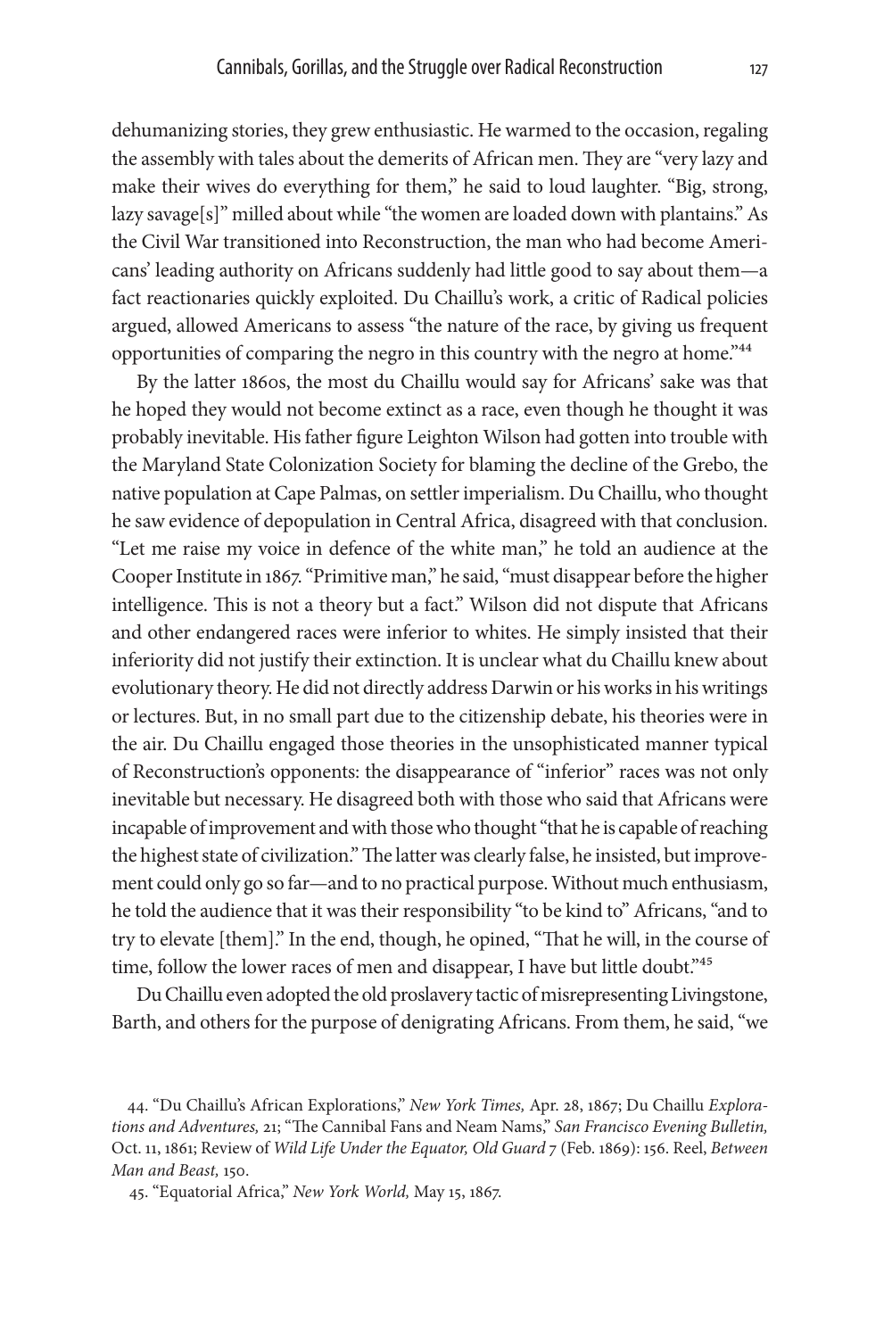dehumanizing stories, they grew enthusiastic. He warmed to the occasion, regaling the assembly with tales about the demerits of African men. They are "very lazy and make their wives do everything for them," he said to loud laughter. "Big, strong, lazy savage[s]" milled about while "the women are loaded down with plantains." As the Civil War transitioned into Reconstruction, the man who had become Americans' leading authority on Africans suddenly had little good to say about them—a fact reactionaries quickly exploited. Du Chaillu's work, a critic of Radical policies argued, allowed Americans to assess "the nature of the race, by giving us frequent opportunities of comparing the negro in this country with the negro at home."[44]

By the latter 1860s, the most du Chaillu would say for Africans' sake was that he hoped they would not become extinct as a race, even though he thought it was probably inevitable. His father figure Leighton Wilson had gotten into trouble with the Maryland State Colonization Society for blaming the decline of the Grebo, the native population at Cape Palmas, on settler imperialism. Du Chaillu, who thought he saw evidence of depopulation in Central Africa, disagreed with that conclusion. "Let me raise my voice in defence of the white man," he told an audience at the Cooper Institute in 1867. "Primitive man," he said, "must disappear before the higher intelligence. This is not a theory but a fact." Wilson did not dispute that Africans and other endangered races were inferior to whites. He simply insisted that their inferiority did not justify their extinction. It is unclear what du Chaillu knew about evolutionary theory. He did not directly address Darwin or his works in his writings or lectures. But, in no small part due to the citizenship debate, his theories were in the air. Du Chaillu engaged those theories in the unsophisticated manner typical of Reconstruction's opponents: the disappearance of "inferior" races was not only inevitable but necessary. He disagreed both with those who said that Africans were incapable of improvement and with those who thought "that he is capable of reaching the highest state of civilization." The latter was clearly false, he insisted, but improvement could only go so far—and to no practical purpose. Without much enthusiasm, he told the audience that it was their responsibility "to be kind to" Africans, "and to try to elevate [them]." In the end, though, he opined, "That he will, in the course of time, follow the lower races of men and disappear, I have but little doubt."[45]

Du Chaillu even adopted the old proslavery tactic of misrepresenting Livingstone, Barth, and others for the purpose of denigrating Africans. From them, he said, "we

44. "Du Chaillu's African Explorations," *New York Times,* Apr. 28, 1867; Du Chaillu *Explorations and Adventures,* 21; "The Cannibal Fans and Neam Nams," *San Francisco Evening Bulletin,* Oct. 11, 1861; Review of *Wild Life Under the Equator, Old Guard* 7 (Feb. 1869): 156. Reel, *Between Man and Beast,* 150.

45. "Equatorial Africa," *New York World,* May 15, 1867.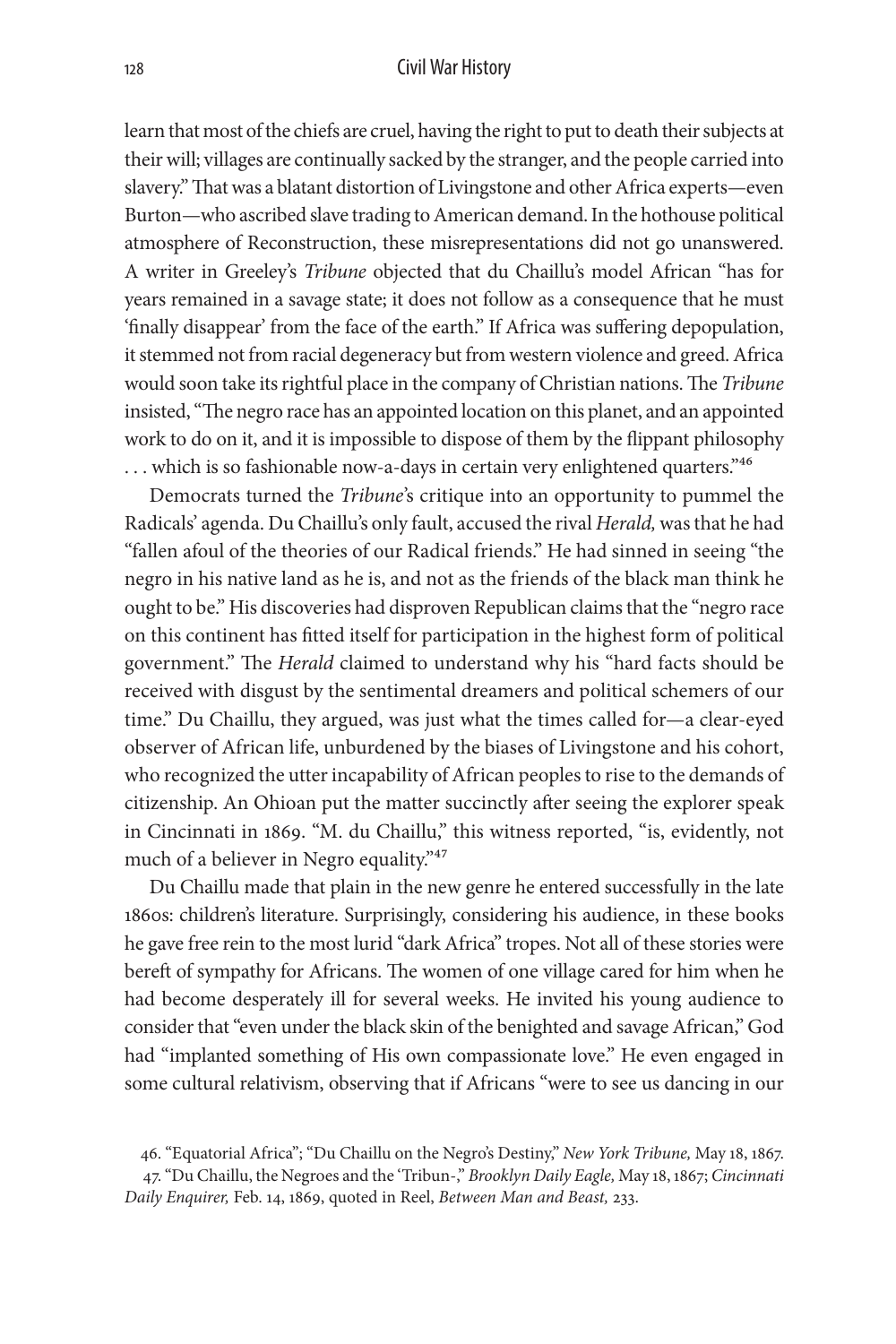learn that most of the chiefs are cruel, having the right to put to death their subjects at their will; villages are continually sacked by the stranger, and the people carried into slavery." That was a blatant distortion of Livingstone and other Africa experts—even Burton—who ascribed slave trading to American demand. In the hothouse political atmosphere of Reconstruction, these misrepresentations did not go unanswered. A writer in Greeley's *Tribune* objected that du Chaillu's model African "has for years remained in a savage state; it does not follow as a consequence that he must 'finally disappear' from the face of the earth." If Africa was suffering depopulation, it stemmed not from racial degeneracy but from western violence and greed. Africa would soon take its rightful place in the company of Christian nations. The *Tribune* insisted, "The negro race has an appointed location on this planet, and an appointed work to do on it, and it is impossible to dispose of them by the flippant philosophy . . . which is so fashionable now-a-days in certain very enlightened quarters."[46]

Democrats turned the *Tribune*'s critique into an opportunity to pummel the Radicals' agenda. Du Chaillu's only fault, accused the rival *Herald,* was that he had "fallen afoul of the theories of our Radical friends." He had sinned in seeing "the negro in his native land as he is, and not as the friends of the black man think he ought to be." His discoveries had disproven Republican claims that the "negro race on this continent has fitted itself for participation in the highest form of political government." The *Herald* claimed to understand why his "hard facts should be received with disgust by the sentimental dreamers and political schemers of our time." Du Chaillu, they argued, was just what the times called for—a clear-eyed observer of African life, unburdened by the biases of Livingstone and his cohort, who recognized the utter incapability of African peoples to rise to the demands of citizenship. An Ohioan put the matter succinctly after seeing the explorer speak in Cincinnati in 1869. "M. du Chaillu," this witness reported, "is, evidently, not much of a believer in Negro equality."[47]

Du Chaillu made that plain in the new genre he entered successfully in the late 1860s: children's literature. Surprisingly, considering his audience, in these books he gave free rein to the most lurid "dark Africa" tropes. Not all of these stories were bereft of sympathy for Africans. The women of one village cared for him when he had become desperately ill for several weeks. He invited his young audience to consider that "even under the black skin of the benighted and savage African," God had "implanted something of His own compassionate love." He even engaged in some cultural relativism, observing that if Africans "were to see us dancing in our

46. "Equatorial Africa"; "Du Chaillu on the Negro's Destiny," *New York Tribune,* May 18, 1867.

47. "Du Chaillu, the Negroes and the 'Tribun-,'" *Brooklyn Daily Eagle,* May 18, 1867; *Cincinnati Daily Enquirer,* Feb. 14, 1869, quoted in Reel, *Between Man and Beast,* 233.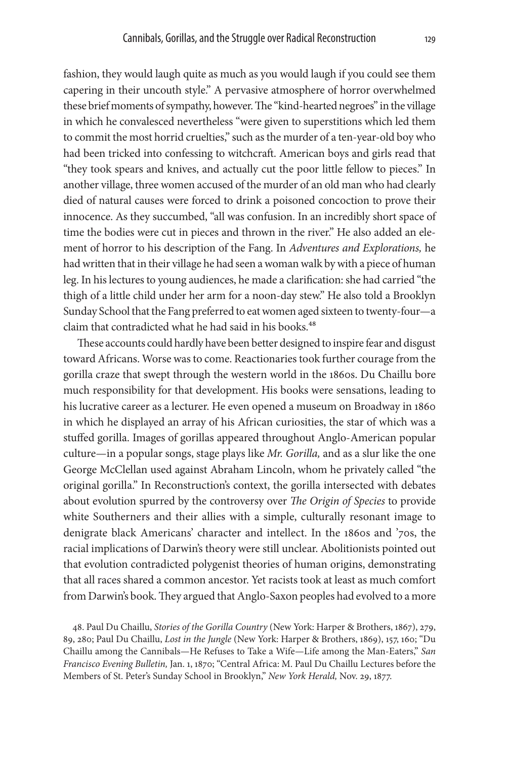fashion, they would laugh quite as much as you would laugh if you could see them capering in their uncouth style." A pervasive atmosphere of horror overwhelmed these brief moments of sympathy, however. The "kind-hearted negroes" in the village in which he convalesced nevertheless "were given to superstitions which led them to commit the most horrid cruelties," such as the murder of a ten-year-old boy who had been tricked into confessing to witchcraft. American boys and girls read that "they took spears and knives, and actually cut the poor little fellow to pieces." In another village, three women accused of the murder of an old man who had clearly died of natural causes were forced to drink a poisoned concoction to prove their innocence. As they succumbed, "all was confusion. In an incredibly short space of time the bodies were cut in pieces and thrown in the river." He also added an element of horror to his description of the Fang. In *Adventures and Explorations,* he had written that in their village he had seen a woman walk by with a piece of human leg. In his lectures to young audiences, he made a clarification: she had carried "the thigh of a little child under her arm for a noon-day stew." He also told a Brooklyn Sunday School that the Fang preferred to eat women aged sixteen to twenty-four—a claim that contradicted what he had said in his books.[48]

These accounts could hardly have been better designed to inspire fear and disgust toward Africans. Worse was to come. Reactionaries took further courage from the gorilla craze that swept through the western world in the 1860s. Du Chaillu bore much responsibility for that development. His books were sensations, leading to his lucrative career as a lecturer. He even opened a museum on Broadway in 1860 in which he displayed an array of his African curiosities, the star of which was a stuffed gorilla. Images of gorillas appeared throughout Anglo-American popular culture—in a popular songs, stage plays like *Mr. Gorilla,* and as a slur like the one George McClellan used against Abraham Lincoln, whom he privately called "the original gorilla." In Reconstruction's context, the gorilla intersected with debates about evolution spurred by the controversy over *The Origin of Species* to provide white Southerners and their allies with a simple, culturally resonant image to denigrate black Americans' character and intellect. In the 1860s and '70s, the racial implications of Darwin's theory were still unclear. Abolitionists pointed out that evolution contradicted polygenist theories of human origins, demonstrating that all races shared a common ancestor. Yet racists took at least as much comfort from Darwin's book. They argued that Anglo-Saxon peoples had evolved to a more

48. Paul Du Chaillu, *Stories of the Gorilla Country* (New York: Harper & Brothers, 1867), 279, 89, 280; Paul Du Chaillu, *Lost in the Jungle* (New York: Harper & Brothers, 1869), 157, 160; "Du Chaillu among the Cannibals—He Refuses to Take a Wife—Life among the Man-Eaters," *San Francisco Evening Bulletin,* Jan. 1, 1870; "Central Africa: M. Paul Du Chaillu Lectures before the Members of St. Peter's Sunday School in Brooklyn," *New York Herald,* Nov. 29, 1877.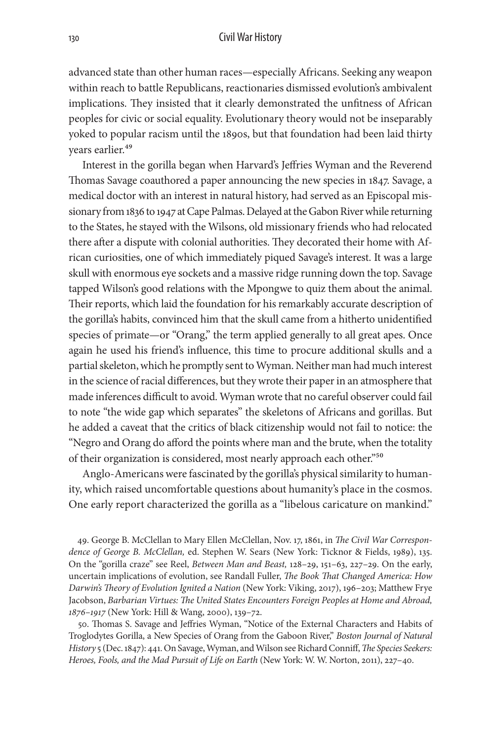advanced state than other human races—especially Africans. Seeking any weapon within reach to battle Republicans, reactionaries dismissed evolution's ambivalent implications. They insisted that it clearly demonstrated the unfitness of African peoples for civic or social equality. Evolutionary theory would not be inseparably yoked to popular racism until the 1890s, but that foundation had been laid thirty years earlier.[49]

Interest in the gorilla began when Harvard's Jeffries Wyman and the Reverend Thomas Savage coauthored a paper announcing the new species in 1847. Savage, a medical doctor with an interest in natural history, had served as an Episcopal missionary from 1836 to 1947 at Cape Palmas. Delayed at the Gabon River while returning to the States, he stayed with the Wilsons, old missionary friends who had relocated there after a dispute with colonial authorities. They decorated their home with African curiosities, one of which immediately piqued Savage's interest. It was a large skull with enormous eye sockets and a massive ridge running down the top. Savage tapped Wilson's good relations with the Mpongwe to quiz them about the animal. Their reports, which laid the foundation for his remarkably accurate description of the gorilla's habits, convinced him that the skull came from a hitherto unidentified species of primate—or "Orang," the term applied generally to all great apes. Once again he used his friend's influence, this time to procure additional skulls and a partial skeleton, which he promptly sent to Wyman. Neither man had much interest in the science of racial differences, but they wrote their paper in an atmosphere that made inferences difficult to avoid. Wyman wrote that no careful observer could fail to note "the wide gap which separates" the skeletons of Africans and gorillas. But he added a caveat that the critics of black citizenship would not fail to notice: the "Negro and Orang do afford the points where man and the brute, when the totality of their organization is considered, most nearly approach each other."[50]

Anglo-Americans were fascinated by the gorilla's physical similarity to humanity, which raised uncomfortable questions about humanity's place in the cosmos. One early report characterized the gorilla as a "libelous caricature on mankind."

49. George B. McClellan to Mary Ellen McClellan, Nov. 17, 1861, in *The Civil War Correspondence of George B. McClellan,* ed. Stephen W. Sears (New York: Ticknor & Fields, 1989), 135. On the "gorilla craze" see Reel, *Between Man and Beast,* 128–29, 151–63, 227–29. On the early, uncertain implications of evolution, see Randall Fuller, *The Book That Changed America: How Darwin's Theory of Evolution Ignited a Nation* (New York: Viking, 2017), 196–203; Matthew Frye Jacobson, *Barbarian Virtues: The United States Encounters Foreign Peoples at Home and Abroad, 1876–1917* (New York: Hill & Wang, 2000), 139–72.

50. Thomas S. Savage and Jeffries Wyman, "Notice of the External Characters and Habits of Troglodytes Gorilla, a New Species of Orang from the Gaboon River," *Boston Journal of Natural History* 5 (Dec. 1847): 441. On Savage, Wyman, and Wilson see Richard Conniff, *The Species Seekers: Heroes, Fools, and the Mad Pursuit of Life on Earth* (New York: W. W. Norton, 2011), 227–40.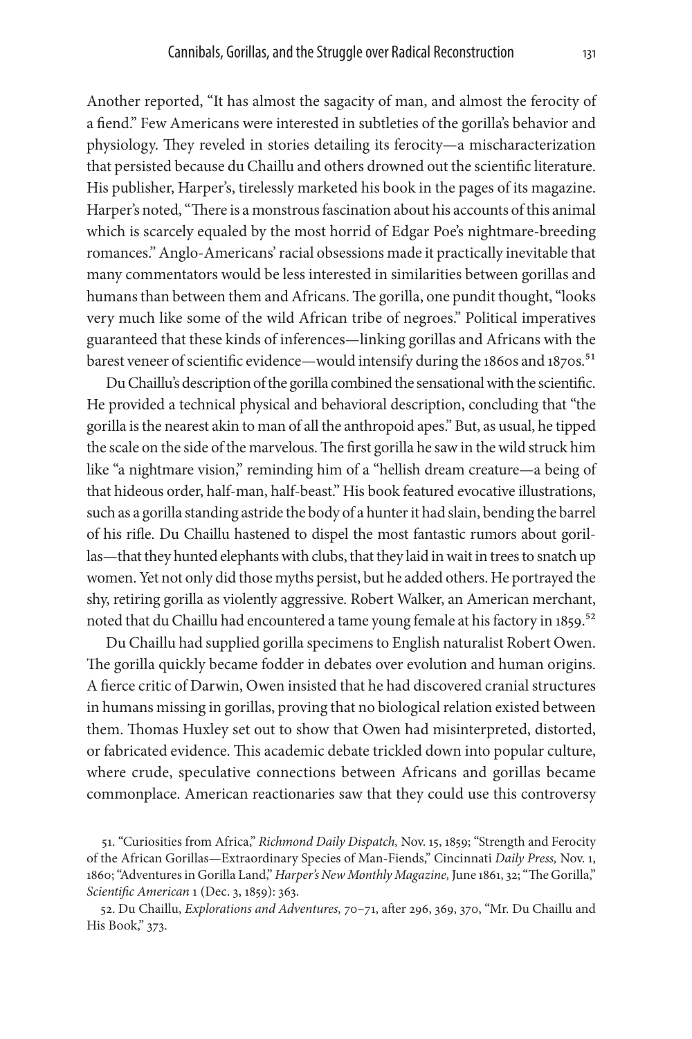Another reported, "It has almost the sagacity of man, and almost the ferocity of a fiend." Few Americans were interested in subtleties of the gorilla's behavior and physiology. They reveled in stories detailing its ferocity—a mischaracterization that persisted because du Chaillu and others drowned out the scientific literature. His publisher, Harper's, tirelessly marketed his book in the pages of its magazine. Harper's noted, "There is a monstrous fascination about his accounts of this animal which is scarcely equaled by the most horrid of Edgar Poe's nightmare-breeding romances." Anglo-Americans' racial obsessions made it practically inevitable that many commentators would be less interested in similarities between gorillas and humans than between them and Africans. The gorilla, one pundit thought, "looks very much like some of the wild African tribe of negroes." Political imperatives guaranteed that these kinds of inferences—linking gorillas and Africans with the barest veneer of scientific evidence—would intensify during the 1860s and 1870s.[51]

Du Chaillu's description of the gorilla combined the sensational with the scientific. He provided a technical physical and behavioral description, concluding that "the gorilla is the nearest akin to man of all the anthropoid apes." But, as usual, he tipped the scale on the side of the marvelous. The first gorilla he saw in the wild struck him like "a nightmare vision," reminding him of a "hellish dream creature—a being of that hideous order, half-man, half-beast." His book featured evocative illustrations, such as a gorilla standing astride the body of a hunter it had slain, bending the barrel of his rifle. Du Chaillu hastened to dispel the most fantastic rumors about gorillas—that they hunted elephants with clubs, that they laid in wait in trees to snatch up women. Yet not only did those myths persist, but he added others. He portrayed the shy, retiring gorilla as violently aggressive. Robert Walker, an American merchant, noted that du Chaillu had encountered a tame young female at his factory in 1859.[52]

Du Chaillu had supplied gorilla specimens to English naturalist Robert Owen. The gorilla quickly became fodder in debates over evolution and human origins. A fierce critic of Darwin, Owen insisted that he had discovered cranial structures in humans missing in gorillas, proving that no biological relation existed between them. Thomas Huxley set out to show that Owen had misinterpreted, distorted, or fabricated evidence. This academic debate trickled down into popular culture, where crude, speculative connections between Africans and gorillas became commonplace. American reactionaries saw that they could use this controversy

51. "Curiosities from Africa," *Richmond Daily Dispatch,* Nov. 15, 1859; "Strength and Ferocity of the African Gorillas—Extraordinary Species of Man-Fiends," Cincinnati *Daily Press,* Nov. 1, 1860; "Adventures in Gorilla Land," *Harper's New Monthly Magazine,* June 1861, 32; "The Gorilla," *Scientific American* 1 (Dec. 3, 1859): 363.

52. Du Chaillu, *Explorations and Adventures,* 70–71, after 296, 369, 370, "Mr. Du Chaillu and His Book," 373.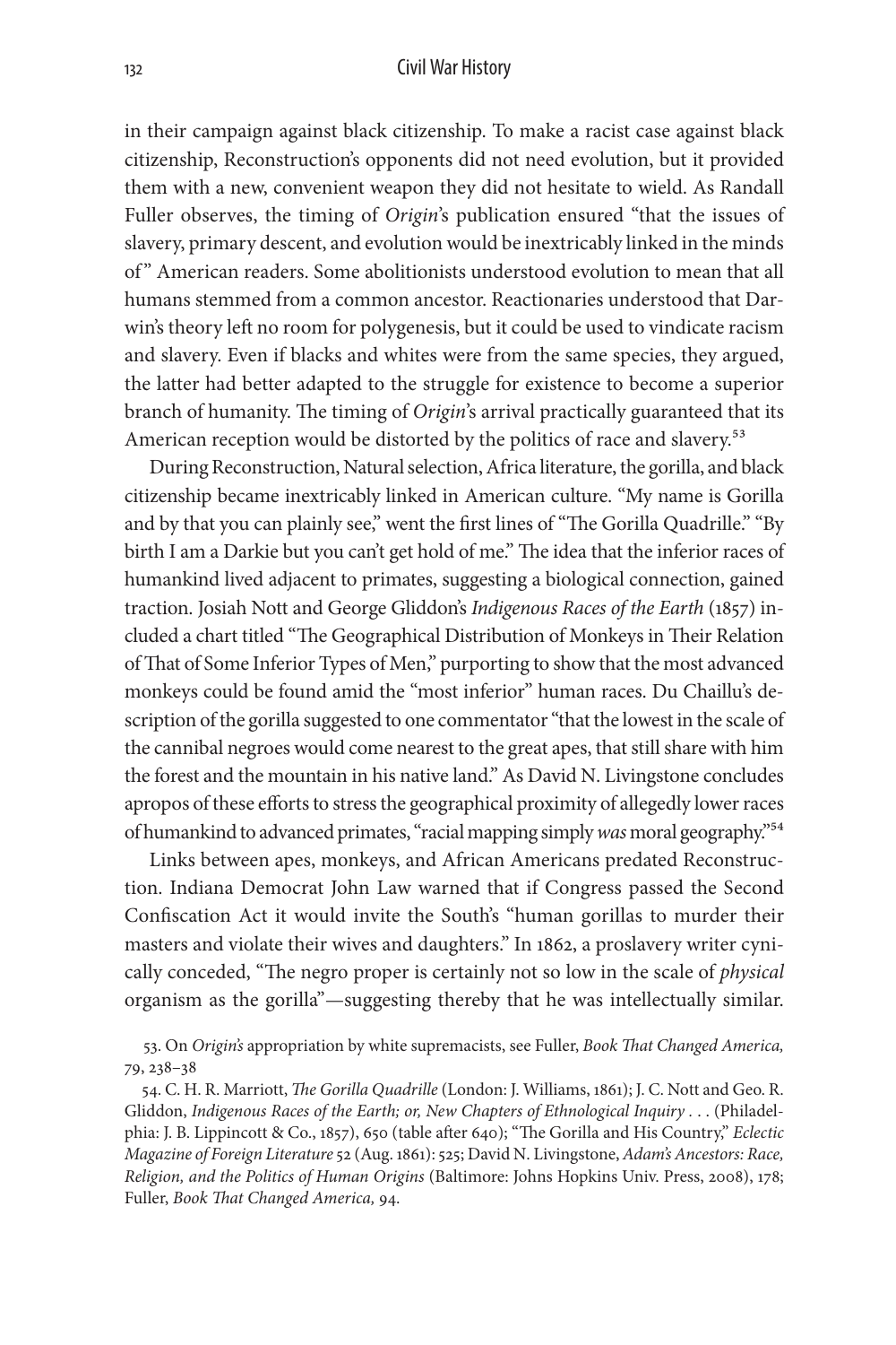in their campaign against black citizenship. To make a racist case against black citizenship, Reconstruction's opponents did not need evolution, but it provided them with a new, convenient weapon they did not hesitate to wield. As Randall Fuller observes, the timing of *Origin*'s publication ensured "that the issues of slavery, primary descent, and evolution would be inextricably linked in the minds of" American readers. Some abolitionists understood evolution to mean that all humans stemmed from a common ancestor. Reactionaries understood that Darwin's theory left no room for polygenesis, but it could be used to vindicate racism and slavery. Even if blacks and whites were from the same species, they argued, the latter had better adapted to the struggle for existence to become a superior branch of humanity. The timing of *Origin*'s arrival practically guaranteed that its American reception would be distorted by the politics of race and slavery.[53]

During Reconstruction, Natural selection, Africa literature, the gorilla, and black citizenship became inextricably linked in American culture. "My name is Gorilla and by that you can plainly see," went the first lines of "The Gorilla Quadrille." "By birth I am a Darkie but you can't get hold of me." The idea that the inferior races of humankind lived adjacent to primates, suggesting a biological connection, gained traction. Josiah Nott and George Gliddon's *Indigenous Races of the Earth* (1857) included a chart titled "The Geographical Distribution of Monkeys in Their Relation of That of Some Inferior Types of Men," purporting to show that the most advanced monkeys could be found amid the "most inferior" human races. Du Chaillu's description of the gorilla suggested to one commentator "that the lowest in the scale of the cannibal negroes would come nearest to the great apes, that still share with him the forest and the mountain in his native land." As David N. Livingstone concludes apropos of these efforts to stress the geographical proximity of allegedly lower races of humankind to advanced primates, "racial mapping simply *was* moral geography."[54]

Links between apes, monkeys, and African Americans predated Reconstruction. Indiana Democrat John Law warned that if Congress passed the Second Confiscation Act it would invite the South's "human gorillas to murder their masters and violate their wives and daughters." In 1862, a proslavery writer cynically conceded, "The negro proper is certainly not so low in the scale of *physical* organism as the gorilla"—suggesting thereby that he was intellectually similar.

53. On *Origin's* appropriation by white supremacists, see Fuller, *Book That Changed America,* 79, 238–38

54. C. H. R. Marriott, *The Gorilla Quadrille* (London: J. Williams, 1861); J. C. Nott and Geo. R. Gliddon, *Indigenous Races of the Earth; or, New Chapters of Ethnological Inquiry* . . . (Philadelphia: J. B. Lippincott & Co., 1857), 650 (table after 640); "The Gorilla and His Country," *Eclectic Magazine of Foreign Literature* 52 (Aug. 1861): 525; David N. Livingstone, *Adam's Ancestors: Race, Religion, and the Politics of Human Origins* (Baltimore: Johns Hopkins Univ. Press, 2008), 178; Fuller, *Book That Changed America,* 94.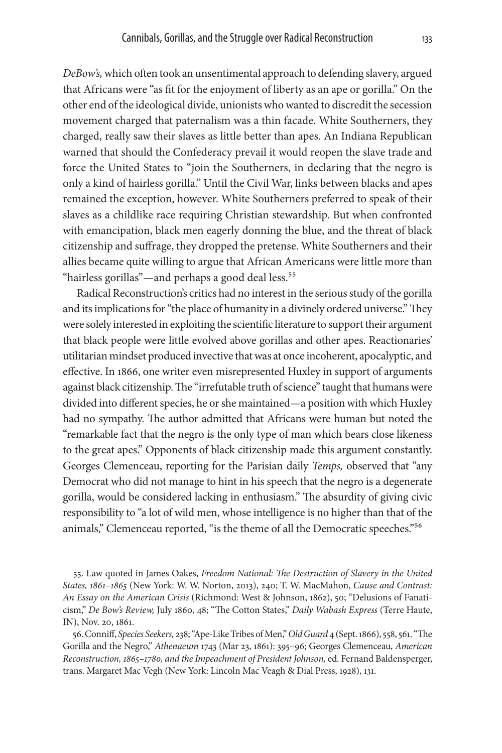*DeBow's,* which often took an unsentimental approach to defending slavery, argued that Africans were "as fit for the enjoyment of liberty as an ape or gorilla." On the other end of the ideological divide, unionists who wanted to discredit the secession movement charged that paternalism was a thin facade. White Southerners, they charged, really saw their slaves as little better than apes. An Indiana Republican warned that should the Confederacy prevail it would reopen the slave trade and force the United States to "join the Southerners, in declaring that the negro is only a kind of hairless gorilla." Until the Civil War, links between blacks and apes remained the exception, however. White Southerners preferred to speak of their slaves as a childlike race requiring Christian stewardship. But when confronted with emancipation, black men eagerly donning the blue, and the threat of black citizenship and suffrage, they dropped the pretense. White Southerners and their allies became quite willing to argue that African Americans were little more than "hairless gorillas"—and perhaps a good deal less.[55]

Radical Reconstruction's critics had no interest in the serious study of the gorilla and its implications for "the place of humanity in a divinely ordered universe." They were solely interested in exploiting the scientific literature to support their argument that black people were little evolved above gorillas and other apes. Reactionaries' utilitarian mindset produced invective that was at once incoherent, apocalyptic, and effective. In 1866, one writer even misrepresented Huxley in support of arguments against black citizenship. The "irrefutable truth of science" taught that humans were divided into different species, he or she maintained—a position with which Huxley had no sympathy. The author admitted that Africans were human but noted the "remarkable fact that the negro is the only type of man which bears close likeness to the great apes." Opponents of black citizenship made this argument constantly. Georges Clemenceau, reporting for the Parisian daily *Temps,* observed that "any Democrat who did not manage to hint in his speech that the negro is a degenerate gorilla, would be considered lacking in enthusiasm." The absurdity of giving civic responsibility to "a lot of wild men, whose intelligence is no higher than that of the animals," Clemenceau reported, "is the theme of all the Democratic speeches."[56]

55. Law quoted in James Oakes, *Freedom National: The Destruction of Slavery in the United States, 1861–1865* (New York: W. W. Norton, 2013), 240; T. W. MacMahon, *Cause and Contrast: An Essay on the American Crisis* (Richmond: West & Johnson, 1862), 50; "Delusions of Fanaticism," *De Bow's Review,* July 1860, 48; "The Cotton States," *Daily Wabash Express* (Terre Haute, IN), Nov. 20, 1861.

56. Conniff, *Species Seekers,* 238; "Ape-Like Tribes of Men," *Old Guard* 4 (Sept. 1866), 558, 561. "The Gorilla and the Negro," *Athenaeum* 1743 (Mar 23, 1861): 395–96; Georges Clemenceau, *American Reconstruction, 1865–1780, and the Impeachment of President Johnson,* ed. Fernand Baldensperger, trans. Margaret Mac Vegh (New York: Lincoln Mac Veagh & Dial Press, 1928), 131.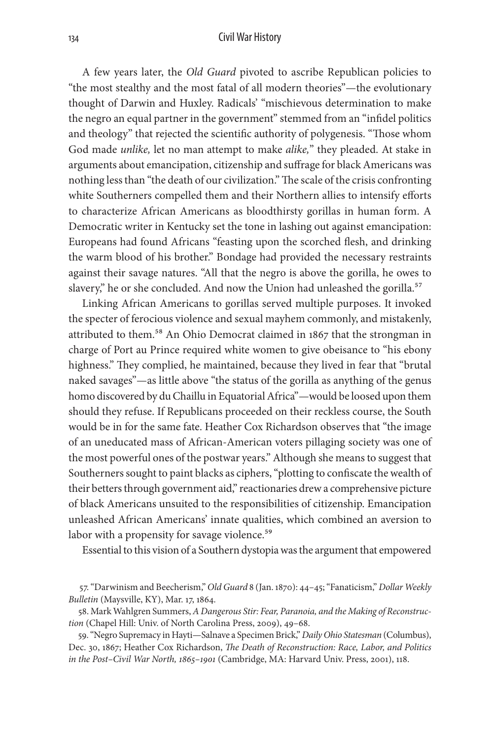A few years later, the *Old Guard* pivoted to ascribe Republican policies to "the most stealthy and the most fatal of all modern theories"—the evolutionary thought of Darwin and Huxley. Radicals' "mischievous determination to make the negro an equal partner in the government" stemmed from an "infidel politics and theology" that rejected the scientific authority of polygenesis. "Those whom God made *unlike,* let no man attempt to make *alike,*" they pleaded. At stake in arguments about emancipation, citizenship and suffrage for black Americans was nothing less than "the death of our civilization." The scale of the crisis confronting white Southerners compelled them and their Northern allies to intensify efforts to characterize African Americans as bloodthirsty gorillas in human form. A Democratic writer in Kentucky set the tone in lashing out against emancipation: Europeans had found Africans "feasting upon the scorched flesh, and drinking the warm blood of his brother." Bondage had provided the necessary restraints against their savage natures. "All that the negro is above the gorilla, he owes to slavery," he or she concluded. And now the Union had unleashed the gorilla.[57]

Linking African Americans to gorillas served multiple purposes. It invoked the specter of ferocious violence and sexual mayhem commonly, and mistakenly, attributed to them.[58] An Ohio Democrat claimed in 1867 that the strongman in charge of Port au Prince required white women to give obeisance to "his ebony highness." They complied, he maintained, because they lived in fear that "brutal naked savages"—as little above "the status of the gorilla as anything of the genus homo discovered by du Chaillu in Equatorial Africa"—would be loosed upon them should they refuse. If Republicans proceeded on their reckless course, the South would be in for the same fate. Heather Cox Richardson observes that "the image of an uneducated mass of African-American voters pillaging society was one of the most powerful ones of the postwar years." Although she means to suggest that Southerners sought to paint blacks as ciphers, "plotting to confiscate the wealth of their betters through government aid," reactionaries drew a comprehensive picture of black Americans unsuited to the responsibilities of citizenship. Emancipation unleashed African Americans' innate qualities, which combined an aversion to labor with a propensity for savage violence.[59]

Essential to this vision of a Southern dystopia was the argument that empowered

57. "Darwinism and Beecherism," *Old Guard* 8 (Jan. 1870): 44–45; "Fanaticism," *Dollar Weekly Bulletin* (Maysville, KY), Mar. 17, 1864.

58. Mark Wahlgren Summers, *A Dangerous Stir: Fear, Paranoia, and the Making of Reconstruction* (Chapel Hill: Univ. of North Carolina Press, 2009), 49–68.

59. "Negro Supremacy in Hayti—Salnave a Specimen Brick," *Daily Ohio Statesman* (Columbus), Dec. 30, 1867; Heather Cox Richardson, *The Death of Reconstruction: Race, Labor, and Politics in the Post–Civil War North, 1865–1901* (Cambridge, MA: Harvard Univ. Press, 2001), 118.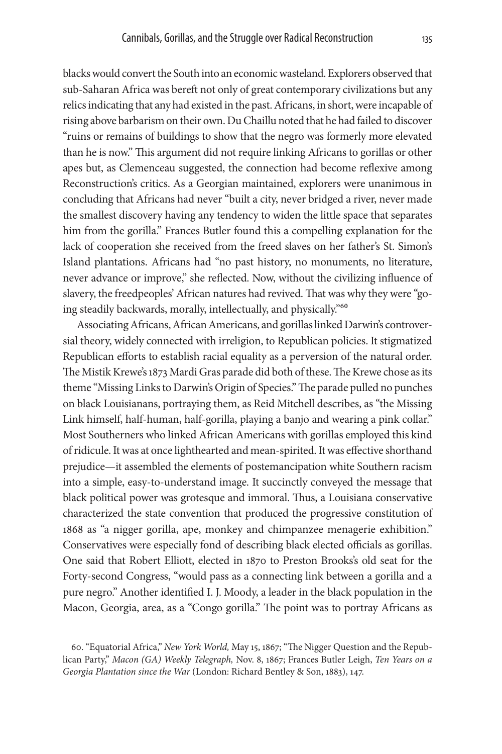blacks would convert the South into an economic wasteland. Explorers observed that sub-Saharan Africa was bereft not only of great contemporary civilizations but any relics indicating that any had existed in the past. Africans, in short, were incapable of rising above barbarism on their own. Du Chaillu noted that he had failed to discover "ruins or remains of buildings to show that the negro was formerly more elevated than he is now." This argument did not require linking Africans to gorillas or other apes but, as Clemenceau suggested, the connection had become reflexive among Reconstruction's critics. As a Georgian maintained, explorers were unanimous in concluding that Africans had never "built a city, never bridged a river, never made the smallest discovery having any tendency to widen the little space that separates him from the gorilla." Frances Butler found this a compelling explanation for the lack of cooperation she received from the freed slaves on her father's St. Simon's Island plantations. Africans had "no past history, no monuments, no literature, never advance or improve," she reflected. Now, without the civilizing influence of slavery, the freedpeoples' African natures had revived. That was why they were "going steadily backwards, morally, intellectually, and physically."[60]

Associating Africans, African Americans, and gorillas linked Darwin's controversial theory, widely connected with irreligion, to Republican policies. It stigmatized Republican efforts to establish racial equality as a perversion of the natural order. The Mistik Krewe's 1873 Mardi Gras parade did both of these. The Krewe chose as its theme "Missing Links to Darwin's Origin of Species." The parade pulled no punches on black Louisianans, portraying them, as Reid Mitchell describes, as "the Missing Link himself, half-human, half-gorilla, playing a banjo and wearing a pink collar." Most Southerners who linked African Americans with gorillas employed this kind of ridicule. It was at once lighthearted and mean-spirited. It was effective shorthand prejudice—it assembled the elements of postemancipation white Southern racism into a simple, easy-to-understand image. It succinctly conveyed the message that black political power was grotesque and immoral. Thus, a Louisiana conservative characterized the state convention that produced the progressive constitution of 1868 as "a nigger gorilla, ape, monkey and chimpanzee menagerie exhibition." Conservatives were especially fond of describing black elected officials as gorillas. One said that Robert Elliott, elected in 1870 to Preston Brooks's old seat for the Forty-second Congress, "would pass as a connecting link between a gorilla and a pure negro." Another identified I. J. Moody, a leader in the black population in the Macon, Georgia, area, as a "Congo gorilla." The point was to portray Africans as

60. "Equatorial Africa," *New York World,* May 15, 1867; "The Nigger Question and the Republican Party," *Macon (GA) Weekly Telegraph,* Nov. 8, 1867; Frances Butler Leigh, *Ten Years on a Georgia Plantation since the War* (London: Richard Bentley & Son, 1883), 147.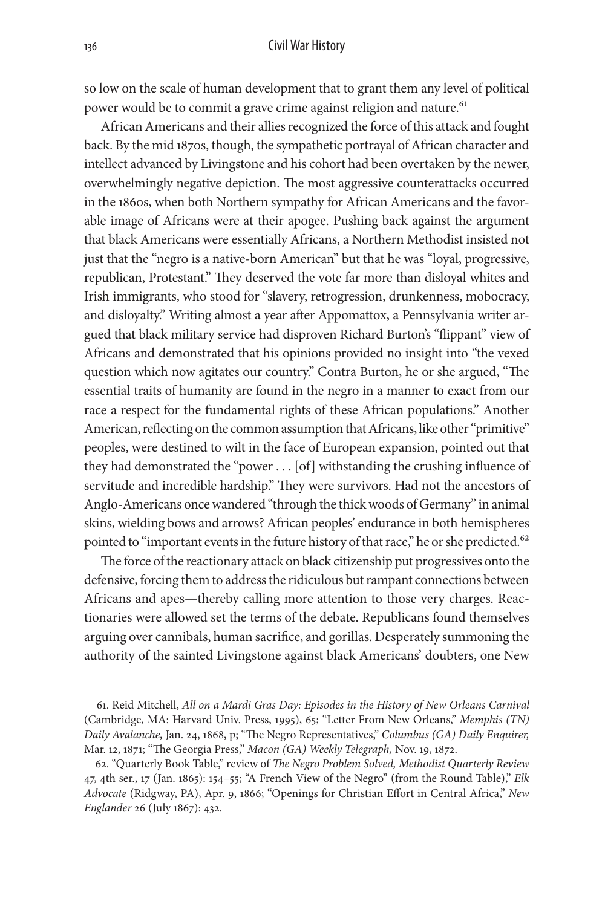so low on the scale of human development that to grant them any level of political power would be to commit a grave crime against religion and nature.[61]

African Americans and their allies recognized the force of this attack and fought back. By the mid 1870s, though, the sympathetic portrayal of African character and intellect advanced by Livingstone and his cohort had been overtaken by the newer, overwhelmingly negative depiction. The most aggressive counterattacks occurred in the 1860s, when both Northern sympathy for African Americans and the favorable image of Africans were at their apogee. Pushing back against the argument that black Americans were essentially Africans, a Northern Methodist insisted not just that the "negro is a native-born American" but that he was "loyal, progressive, republican, Protestant." They deserved the vote far more than disloyal whites and Irish immigrants, who stood for "slavery, retrogression, drunkenness, mobocracy, and disloyalty." Writing almost a year after Appomattox, a Pennsylvania writer argued that black military service had disproven Richard Burton's "flippant" view of Africans and demonstrated that his opinions provided no insight into "the vexed question which now agitates our country." Contra Burton, he or she argued, "The essential traits of humanity are found in the negro in a manner to exact from our race a respect for the fundamental rights of these African populations." Another American, reflecting on the common assumption that Africans, like other "primitive" peoples, were destined to wilt in the face of European expansion, pointed out that they had demonstrated the "power . . . [of] withstanding the crushing influence of servitude and incredible hardship." They were survivors. Had not the ancestors of Anglo-Americans once wandered "through the thick woods of Germany" in animal skins, wielding bows and arrows? African peoples' endurance in both hemispheres pointed to "important events in the future history of that race," he or she predicted.[62]

The force of the reactionary attack on black citizenship put progressives onto the defensive, forcing them to address the ridiculous but rampant connections between Africans and apes—thereby calling more attention to those very charges. Reactionaries were allowed set the terms of the debate. Republicans found themselves arguing over cannibals, human sacrifice, and gorillas. Desperately summoning the authority of the sainted Livingstone against black Americans' doubters, one New

61. Reid Mitchell, *All on a Mardi Gras Day: Episodes in the History of New Orleans Carnival* (Cambridge, MA: Harvard Univ. Press, 1995), 65; "Letter From New Orleans," *Memphis (TN) Daily Avalanche,* Jan. 24, 1868, p; "The Negro Representatives," *Columbus (GA) Daily Enquirer,* Mar. 12, 1871; "The Georgia Press," *Macon (GA) Weekly Telegraph,* Nov. 19, 1872.

62. "Quarterly Book Table," review of *The Negro Problem Solved, Methodist Quarterly Review* 47, 4th ser., 17 (Jan. 1865): 154–55; "A French View of the Negro" (from the Round Table)," *Elk Advocate* (Ridgway, PA), Apr. 9, 1866; "Openings for Christian Effort in Central Africa," *New Englander* 26 (July 1867): 432.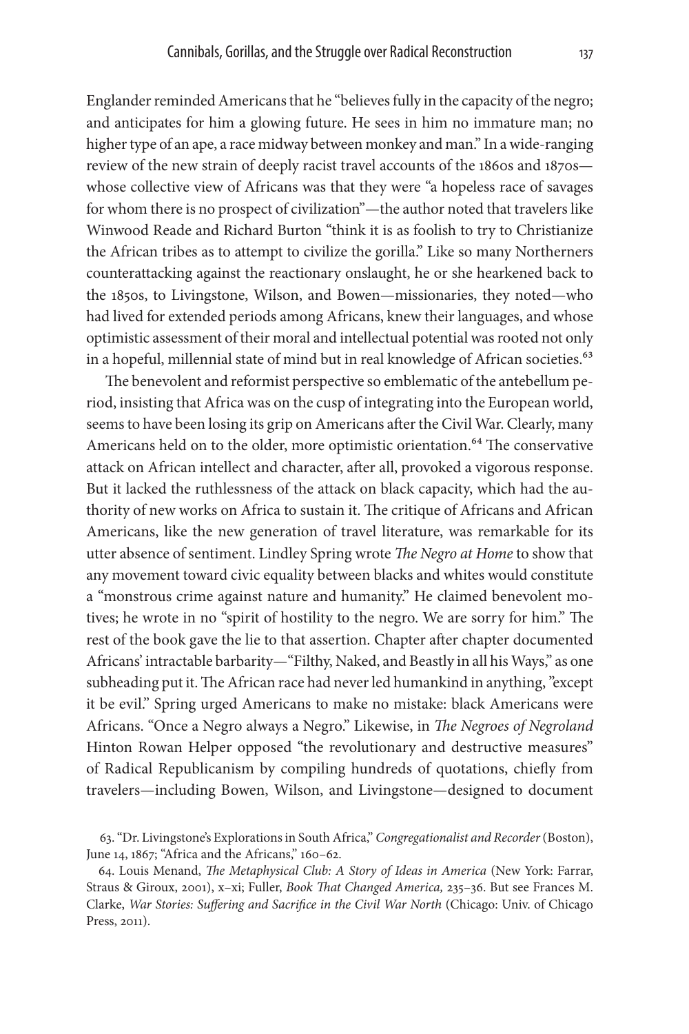Englander reminded Americans that he "believes fully in the capacity of the negro; and anticipates for him a glowing future. He sees in him no immature man; no higher type of an ape, a race midway between monkey and man." In a wide-ranging review of the new strain of deeply racist travel accounts of the 1860s and 1870s—whose collective view of Africans was that they were "a hopeless race of savages for whom there is no prospect of civilization"—the author noted that travelers like Winwood Reade and Richard Burton "think it is as foolish to try to Christianize the African tribes as to attempt to civilize the gorilla." Like so many Northerners counterattacking against the reactionary onslaught, he or she hearkened back to the 1850s, to Livingstone, Wilson, and Bowen—missionaries, they noted—who had lived for extended periods among Africans, knew their languages, and whose optimistic assessment of their moral and intellectual potential was rooted not only in a hopeful, millennial state of mind but in real knowledge of African societies.[63]

The benevolent and reformist perspective so emblematic of the antebellum period, insisting that Africa was on the cusp of integrating into the European world, seems to have been losing its grip on Americans after the Civil War. Clearly, many Americans held on to the older, more optimistic orientation.[64] The conservative attack on African intellect and character, after all, provoked a vigorous response. But it lacked the ruthlessness of the attack on black capacity, which had the authority of new works on Africa to sustain it. The critique of Africans and African Americans, like the new generation of travel literature, was remarkable for its utter absence of sentiment. Lindley Spring wrote *The Negro at Home* to show that any movement toward civic equality between blacks and whites would constitute a "monstrous crime against nature and humanity." He claimed benevolent motives; he wrote in no "spirit of hostility to the negro. We are sorry for him." The rest of the book gave the lie to that assertion. Chapter after chapter documented Africans' intractable barbarity—"Filthy, Naked, and Beastly in all his Ways," as one subheading put it. The African race had never led humankind in anything, "except it be evil." Spring urged Americans to make no mistake: black Americans were Africans. "Once a Negro always a Negro." Likewise, in *The Negroes of Negroland* Hinton Rowan Helper opposed "the revolutionary and destructive measures" of Radical Republicanism by compiling hundreds of quotations, chiefly from travelers—including Bowen, Wilson, and Livingstone—designed to document

63. "Dr. Livingstone's Explorations in South Africa," *Congregationalist and Recorder* (Boston), June 14, 1867; "Africa and the Africans," 160–62.

64. Louis Menand, *The Metaphysical Club: A Story of Ideas in America* (New York: Farrar, Straus & Giroux, 2001), x–xi; Fuller, *Book That Changed America,* 235–36. But see Frances M. Clarke, *War Stories: Suffering and Sacrifice in the Civil War North* (Chicago: Univ. of Chicago Press, 2011).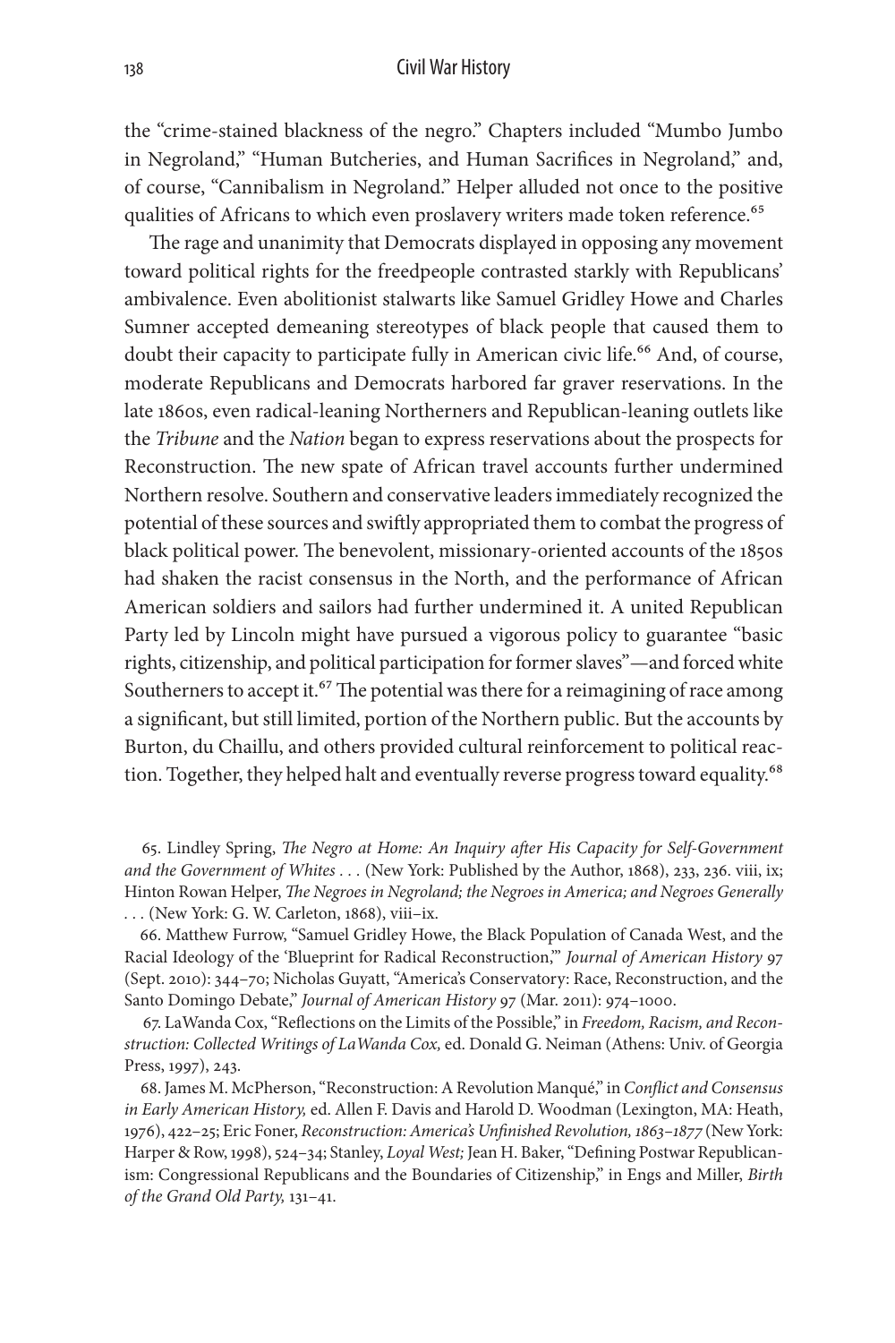the "crime-stained blackness of the negro." Chapters included "Mumbo Jumbo in Negroland," "Human Butcheries, and Human Sacrifices in Negroland," and, of course, "Cannibalism in Negroland." Helper alluded not once to the positive qualities of Africans to which even proslavery writers made token reference.[65]

The rage and unanimity that Democrats displayed in opposing any movement toward political rights for the freedpeople contrasted starkly with Republicans' ambivalence. Even abolitionist stalwarts like Samuel Gridley Howe and Charles Sumner accepted demeaning stereotypes of black people that caused them to doubt their capacity to participate fully in American civic life.[66] And, of course, moderate Republicans and Democrats harbored far graver reservations. In the late 1860s, even radical-leaning Northerners and Republican-leaning outlets like the *Tribune* and the *Nation* began to express reservations about the prospects for Reconstruction. The new spate of African travel accounts further undermined Northern resolve. Southern and conservative leaders immediately recognized the potential of these sources and swiftly appropriated them to combat the progress of black political power. The benevolent, missionary-oriented accounts of the 1850s had shaken the racist consensus in the North, and the performance of African American soldiers and sailors had further undermined it. A united Republican Party led by Lincoln might have pursued a vigorous policy to guarantee "basic rights, citizenship, and political participation for former slaves"—and forced white Southerners to accept it.[67] The potential was there for a reimagining of race among a significant, but still limited, portion of the Northern public. But the accounts by Burton, du Chaillu, and others provided cultural reinforcement to political reaction. Together, they helped halt and eventually reverse progress toward equality.[68]

65. Lindley Spring, *The Negro at Home: An Inquiry after His Capacity for Self-Government and the Government of Whites* . . . (New York: Published by the Author, 1868), 233, 236. viii, ix; Hinton Rowan Helper, *The Negroes in Negroland; the Negroes in America; and Negroes Generally* . . . (New York: G. W. Carleton, 1868), viii–ix.

66. Matthew Furrow, "Samuel Gridley Howe, the Black Population of Canada West, and the Racial Ideology of the 'Blueprint for Radical Reconstruction,'" *Journal of American History* 97 (Sept. 2010): 344–70; Nicholas Guyatt, "America's Conservatory: Race, Reconstruction, and the Santo Domingo Debate," *Journal of American History* 97 (Mar. 2011): 974–1000.

67. LaWanda Cox, "Reflections on the Limits of the Possible," in *Freedom, Racism, and Reconstruction: Collected Writings of LaWanda Cox,* ed. Donald G. Neiman (Athens: Univ. of Georgia Press, 1997), 243.

68. James M. McPherson, "Reconstruction: A Revolution Manqué," in *Conflict and Consensus in Early American History,* ed. Allen F. Davis and Harold D. Woodman (Lexington, MA: Heath, 1976), 422–25; Eric Foner, *Reconstruction: America's Unfinished Revolution, 1863–1877* (New York: Harper & Row, 1998), 524–34; Stanley, *Loyal West;* Jean H. Baker, "Defining Postwar Republicanism: Congressional Republicans and the Boundaries of Citizenship," in Engs and Miller, *Birth of the Grand Old Party,* 131–41.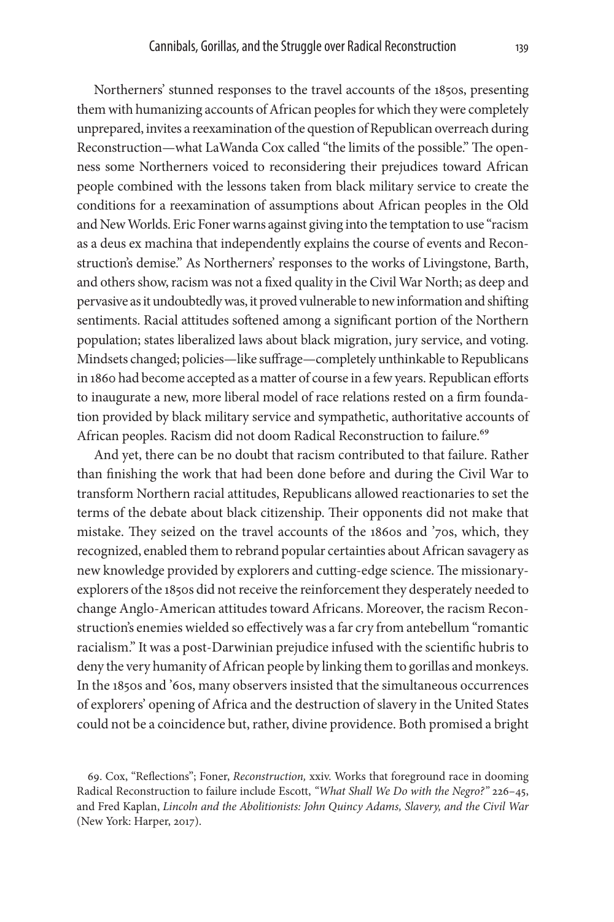Northerners' stunned responses to the travel accounts of the 1850s, presenting them with humanizing accounts of African peoples for which they were completely unprepared, invites a reexamination of the question of Republican overreach during Reconstruction—what LaWanda Cox called "the limits of the possible." The openness some Northerners voiced to reconsidering their prejudices toward African people combined with the lessons taken from black military service to create the conditions for a reexamination of assumptions about African peoples in the Old and New Worlds. Eric Foner warns against giving into the temptation to use "racism as a deus ex machina that independently explains the course of events and Reconstruction's demise." As Northerners' responses to the works of Livingstone, Barth, and others show, racism was not a fixed quality in the Civil War North; as deep and pervasive as it undoubtedly was, it proved vulnerable to new information and shifting sentiments. Racial attitudes softened among a significant portion of the Northern population; states liberalized laws about black migration, jury service, and voting. Mindsets changed; policies—like suffrage—completely unthinkable to Republicans in 1860 had become accepted as a matter of course in a few years. Republican efforts to inaugurate a new, more liberal model of race relations rested on a firm foundation provided by black military service and sympathetic, authoritative accounts of African peoples. Racism did not doom Radical Reconstruction to failure.[69]

And yet, there can be no doubt that racism contributed to that failure. Rather than finishing the work that had been done before and during the Civil War to transform Northern racial attitudes, Republicans allowed reactionaries to set the terms of the debate about black citizenship. Their opponents did not make that mistake. They seized on the travel accounts of the 1860s and '70s, which, they recognized, enabled them to rebrand popular certainties about African savagery as new knowledge provided by explorers and cutting-edge science. The missionary-explorers of the 1850s did not receive the reinforcement they desperately needed to change Anglo-American attitudes toward Africans. Moreover, the racism Reconstruction's enemies wielded so effectively was a far cry from antebellum "romantic racialism." It was a post-Darwinian prejudice infused with the scientific hubris to deny the very humanity of African people by linking them to gorillas and monkeys. In the 1850s and '60s, many observers insisted that the simultaneous occurrences of explorers' opening of Africa and the destruction of slavery in the United States could not be a coincidence but, rather, divine providence. Both promised a bright

69. Cox, "Reflections"; Foner, *Reconstruction,* xxiv. Works that foreground race in dooming Radical Reconstruction to failure include Escott, *"What Shall We Do with the Negro?"* 226–45, and Fred Kaplan, *Lincoln and the Abolitionists: John Quincy Adams, Slavery, and the Civil War* (New York: Harper, 2017).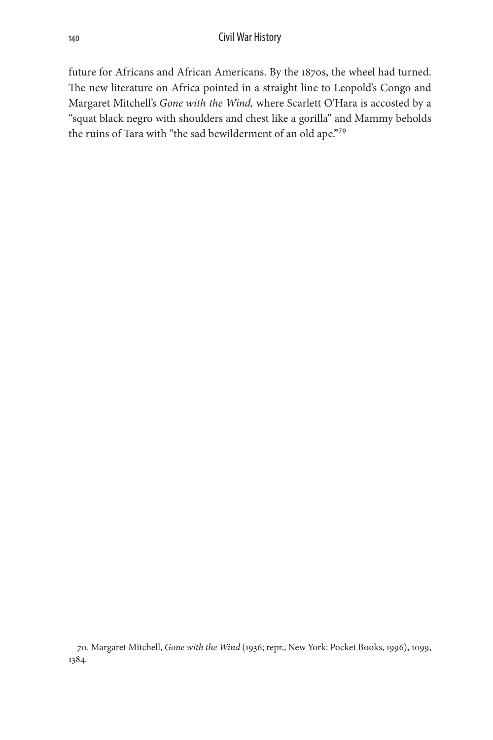future for Africans and African Americans. By the 1870s, the wheel had turned. The new literature on Africa pointed in a straight line to Leopold's Congo and Margaret Mitchell's *Gone with the Wind,* where Scarlett O'Hara is accosted by a "squat black negro with shoulders and chest like a gorilla" and Mammy beholds the ruins of Tara with "the sad bewilderment of an old ape."[70]

70. Margaret Mitchell, *Gone with the Wind* (1936; repr., New York: Pocket Books, 1996), 1099, 1384.